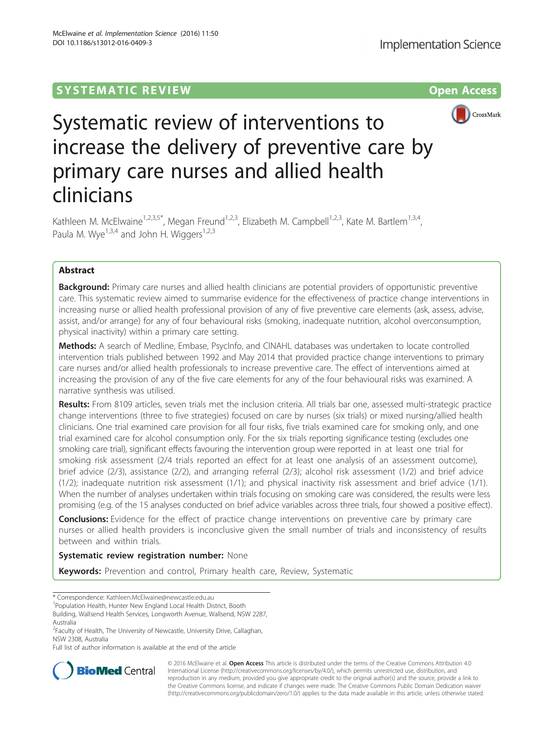SYSTEMATIC REVIEW Open Access

# Systematic review of interventions to increase the delivery of preventive care by primary care nurses and allied health clinicians

Kathleen M. McElwaine[1,2,3,5*], Megan Freund[1,2,3], Elizabeth M. Campbell[1,2,3], Kate M. Bartlem[1,3,4], Paula M. Wye[1,3,4] and John H. Wiggers[1,2,3]

## Abstract

**Background:** Primary care nurses and allied health clinicians are potential providers of opportunistic preventive care. This systematic review aimed to summarise evidence for the effectiveness of practice change interventions in increasing nurse or allied health professional provision of any of five preventive care elements (ask, assess, advise, assist, and/or arrange) for any of four behavioural risks (smoking, inadequate nutrition, alcohol overconsumption, physical inactivity) within a primary care setting.

**Methods:** A search of Medline, Embase, PsycInfo, and CINAHL databases was undertaken to locate controlled intervention trials published between 1992 and May 2014 that provided practice change interventions to primary care nurses and/or allied health professionals to increase preventive care. The effect of interventions aimed at increasing the provision of any of the five care elements for any of the four behavioural risks was examined. A narrative synthesis was utilised.

**Results:** From 8109 articles, seven trials met the inclusion criteria. All trials bar one, assessed multi-strategic practice change interventions (three to five strategies) focused on care by nurses (six trials) or mixed nursing/allied health clinicians. One trial examined care provision for all four risks, five trials examined care for smoking only, and one trial examined care for alcohol consumption only. For the six trials reporting significance testing (excludes one smoking care trial), significant effects favouring the intervention group were reported in at least one trial for smoking risk assessment (2/4 trials reported an effect for at least one analysis of an assessment outcome), brief advice (2/3), assistance (2/2), and arranging referral (2/3); alcohol risk assessment (1/2) and brief advice (1/2); inadequate nutrition risk assessment (1/1); and physical inactivity risk assessment and brief advice (1/1). When the number of analyses undertaken within trials focusing on smoking care was considered, the results were less promising (e.g. of the 15 analyses conducted on brief advice variables across three trials, four showed a positive effect).

**Conclusions:** Evidence for the effect of practice change interventions on preventive care by primary care nurses or allied health providers is inconclusive given the small number of trials and inconsistency of results between and within trials.

**Systematic review registration number:** None

**Keywords:** Prevention and control, Primary health care, Review, Systematic

\* Correspondence: Kathleen.McElwaine@newcastle.edu.au
[1]Population Health, Hunter New England Local Health District, Booth Building, Wallsend Health Services, Longworth Avenue, Wallsend, NSW 2287, Australia
[2]Faculty of Health, The University of Newcastle, University Drive, Callaghan, NSW 2308, Australia
Full list of author information is available at the end of the article

© 2016 McElwaine et al. **Open Access** This article is distributed under the terms of the Creative Commons Attribution 4.0 International License (http://creativecommons.org/licenses/by/4.0/), which permits unrestricted use, distribution, and reproduction in any medium, provided you give appropriate credit to the original author(s) and the source, provide a link to the Creative Commons license, and indicate if changes were made. The Creative Commons Public Domain Dedication waiver (http://creativecommons.org/publicdomain/zero/1.0/) applies to the data made available in this article, unless otherwise stated.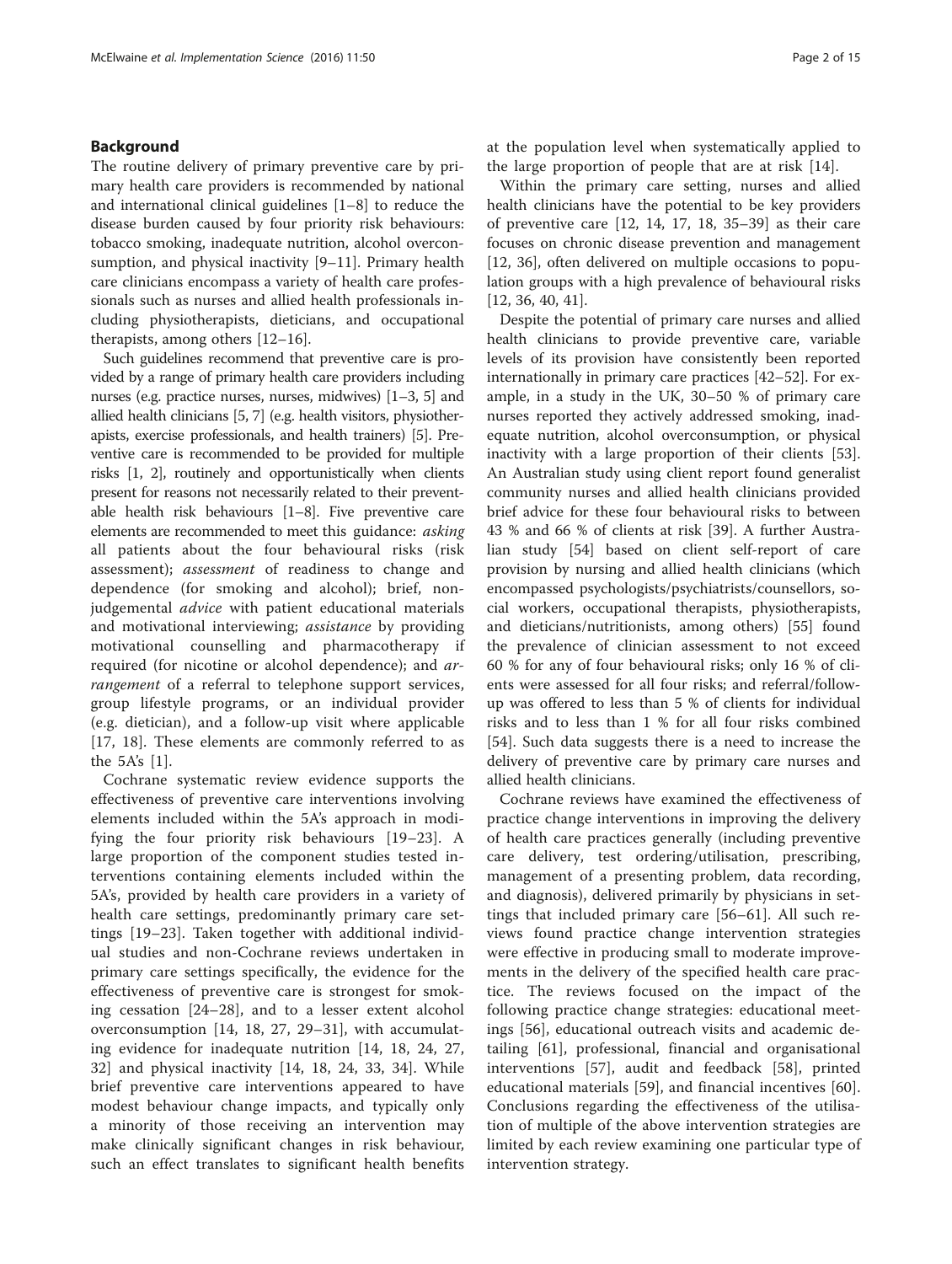## Background

The routine delivery of primary preventive care by primary health care providers is recommended by national and international clinical guidelines [1–8] to reduce the disease burden caused by four priority risk behaviours: tobacco smoking, inadequate nutrition, alcohol overconsumption, and physical inactivity [9–11]. Primary health care clinicians encompass a variety of health care professionals such as nurses and allied health professionals including physiotherapists, dieticians, and occupational therapists, among others [12–16].

Such guidelines recommend that preventive care is provided by a range of primary health care providers including nurses (e.g. practice nurses, nurses, midwives) [1–3, 5] and allied health clinicians [5, 7] (e.g. health visitors, physiotherapists, exercise professionals, and health trainers) [5]. Preventive care is recommended to be provided for multiple risks [1, 2], routinely and opportunistically when clients present for reasons not necessarily related to their preventable health risk behaviours [1–8]. Five preventive care elements are recommended to meet this guidance: *asking* all patients about the four behavioural risks (risk assessment); *assessment* of readiness to change and dependence (for smoking and alcohol); brief, non-judgemental *advice* with patient educational materials and motivational interviewing; *assistance* by providing motivational counselling and pharmacotherapy if required (for nicotine or alcohol dependence); and *arrangement* of a referral to telephone support services, group lifestyle programs, or an individual provider (e.g. dietician), and a follow-up visit where applicable [17, 18]. These elements are commonly referred to as the 5A's [1].

Cochrane systematic review evidence supports the effectiveness of preventive care interventions involving elements included within the 5A's approach in modifying the four priority risk behaviours [19–23]. A large proportion of the component studies tested interventions containing elements included within the 5A's, provided by health care providers in a variety of health care settings, predominantly primary care settings [19–23]. Taken together with additional individual studies and non-Cochrane reviews undertaken in primary care settings specifically, the evidence for the effectiveness of preventive care is strongest for smoking cessation [24–28], and to a lesser extent alcohol overconsumption [14, 18, 27, 29–31], with accumulating evidence for inadequate nutrition [14, 18, 24, 27, 32] and physical inactivity [14, 18, 24, 33, 34]. While brief preventive care interventions appeared to have modest behaviour change impacts, and typically only a minority of those receiving an intervention may make clinically significant changes in risk behaviour, such an effect translates to significant health benefits at the population level when systematically applied to the large proportion of people that are at risk [14].

Within the primary care setting, nurses and allied health clinicians have the potential to be key providers of preventive care [12, 14, 17, 18, 35–39] as their care focuses on chronic disease prevention and management [12, 36], often delivered on multiple occasions to population groups with a high prevalence of behavioural risks [12, 36, 40, 41].

Despite the potential of primary care nurses and allied health clinicians to provide preventive care, variable levels of its provision have consistently been reported internationally in primary care practices [42–52]. For example, in a study in the UK, 30–50 % of primary care nurses reported they actively addressed smoking, inadequate nutrition, alcohol overconsumption, or physical inactivity with a large proportion of their clients [53]. An Australian study using client report found generalist community nurses and allied health clinicians provided brief advice for these four behavioural risks to between 43 % and 66 % of clients at risk [39]. A further Australian study [54] based on client self-report of care provision by nursing and allied health clinicians (which encompassed psychologists/psychiatrists/counsellors, social workers, occupational therapists, physiotherapists, and dieticians/nutritionists, among others) [55] found the prevalence of clinician assessment to not exceed 60 % for any of four behavioural risks; only 16 % of clients were assessed for all four risks; and referral/follow-up was offered to less than 5 % of clients for individual risks and to less than 1 % for all four risks combined [54]. Such data suggests there is a need to increase the delivery of preventive care by primary care nurses and allied health clinicians.

Cochrane reviews have examined the effectiveness of practice change interventions in improving the delivery of health care practices generally (including preventive care delivery, test ordering/utilisation, prescribing, management of a presenting problem, data recording, and diagnosis), delivered primarily by physicians in settings that included primary care [56–61]. All such reviews found practice change intervention strategies were effective in producing small to moderate improvements in the delivery of the specified health care practice. The reviews focused on the impact of the following practice change strategies: educational meetings [56], educational outreach visits and academic detailing [61], professional, financial and organisational interventions [57], audit and feedback [58], printed educational materials [59], and financial incentives [60]. Conclusions regarding the effectiveness of the utilisation of multiple of the above intervention strategies are limited by each review examining one particular type of intervention strategy.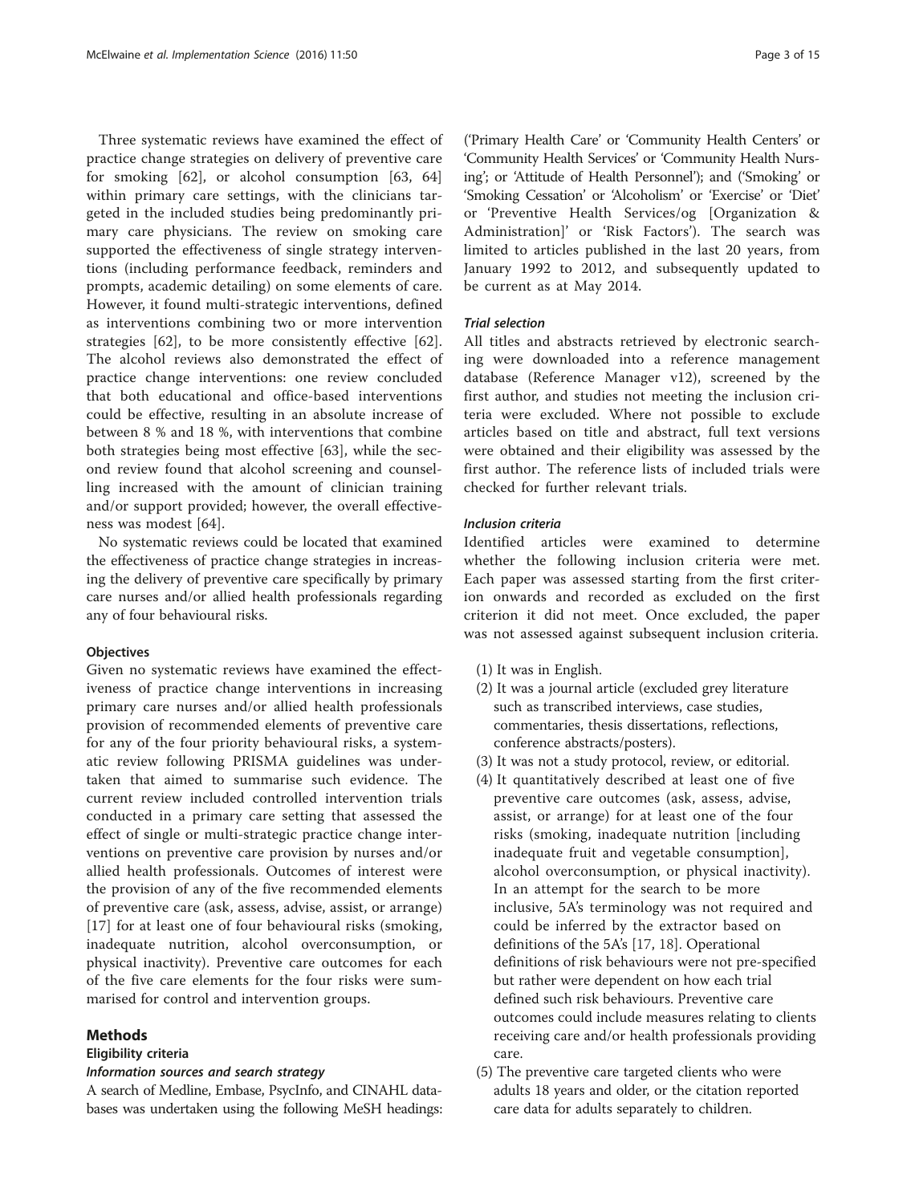Three systematic reviews have examined the effect of practice change strategies on delivery of preventive care for smoking [62], or alcohol consumption [63, 64] within primary care settings, with the clinicians targeted in the included studies being predominantly primary care physicians. The review on smoking care supported the effectiveness of single strategy interventions (including performance feedback, reminders and prompts, academic detailing) on some elements of care. However, it found multi-strategic interventions, defined as interventions combining two or more intervention strategies [62], to be more consistently effective [62]. The alcohol reviews also demonstrated the effect of practice change interventions: one review concluded that both educational and office-based interventions could be effective, resulting in an absolute increase of between 8 % and 18 %, with interventions that combine both strategies being most effective [63], while the second review found that alcohol screening and counselling increased with the amount of clinician training and/or support provided; however, the overall effectiveness was modest [64].

No systematic reviews could be located that examined the effectiveness of practice change strategies in increasing the delivery of preventive care specifically by primary care nurses and/or allied health professionals regarding any of four behavioural risks.

### Objectives

Given no systematic reviews have examined the effectiveness of practice change interventions in increasing primary care nurses and/or allied health professionals provision of recommended elements of preventive care for any of the four priority behavioural risks, a systematic review following PRISMA guidelines was undertaken that aimed to summarise such evidence. The current review included controlled intervention trials conducted in a primary care setting that assessed the effect of single or multi-strategic practice change interventions on preventive care provision by nurses and/or allied health professionals. Outcomes of interest were the provision of any of the five recommended elements of preventive care (ask, assess, advise, assist, or arrange) [17] for at least one of four behavioural risks (smoking, inadequate nutrition, alcohol overconsumption, or physical inactivity). Preventive care outcomes for each of the five care elements for the four risks were summarised for control and intervention groups.

## Methods

### Eligibility criteria

#### *Information sources and search strategy*

A search of Medline, Embase, PsycInfo, and CINAHL databases was undertaken using the following MeSH headings: ('Primary Health Care' or 'Community Health Centers' or 'Community Health Services' or 'Community Health Nursing'; or 'Attitude of Health Personnel'); and ('Smoking' or 'Smoking Cessation' or 'Alcoholism' or 'Exercise' or 'Diet' or 'Preventive Health Services/og [Organization & Administration]' or 'Risk Factors'). The search was limited to articles published in the last 20 years, from January 1992 to 2012, and subsequently updated to be current as at May 2014.

#### *Trial selection*

All titles and abstracts retrieved by electronic searching were downloaded into a reference management database (Reference Manager v12), screened by the first author, and studies not meeting the inclusion criteria were excluded. Where not possible to exclude articles based on title and abstract, full text versions were obtained and their eligibility was assessed by the first author. The reference lists of included trials were checked for further relevant trials.

#### *Inclusion criteria*

Identified articles were examined to determine whether the following inclusion criteria were met. Each paper was assessed starting from the first criterion onwards and recorded as excluded on the first criterion it did not meet. Once excluded, the paper was not assessed against subsequent inclusion criteria.

(1) It was in English.
(2) It was a journal article (excluded grey literature such as transcribed interviews, case studies, commentaries, thesis dissertations, reflections, conference abstracts/posters).
(3) It was not a study protocol, review, or editorial.
(4) It quantitatively described at least one of five preventive care outcomes (ask, assess, advise, assist, or arrange) for at least one of the four risks (smoking, inadequate nutrition [including inadequate fruit and vegetable consumption], alcohol overconsumption, or physical inactivity). In an attempt for the search to be more inclusive, 5A's terminology was not required and could be inferred by the extractor based on definitions of the 5A's [17, 18]. Operational definitions of risk behaviours were not pre-specified but rather were dependent on how each trial defined such risk behaviours. Preventive care outcomes could include measures relating to clients receiving care and/or health professionals providing care.
(5) The preventive care targeted clients who were adults 18 years and older, or the citation reported care data for adults separately to children.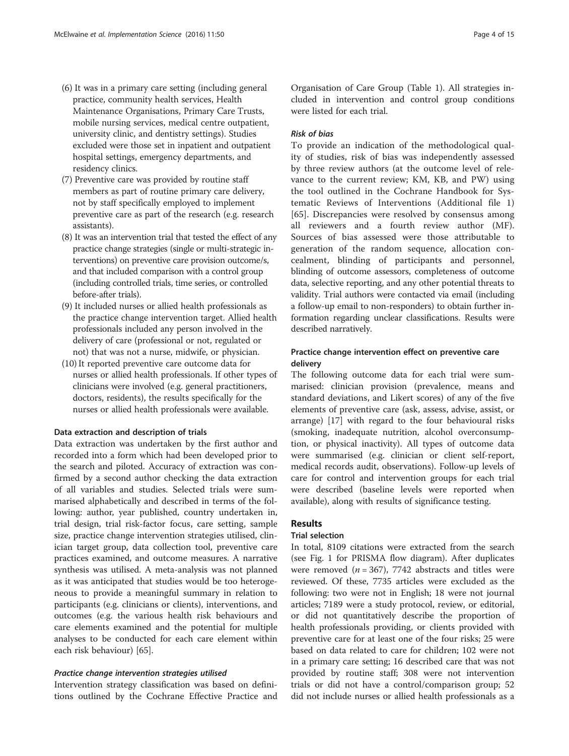(6) It was in a primary care setting (including general practice, community health services, Health Maintenance Organisations, Primary Care Trusts, mobile nursing services, medical centre outpatient, university clinic, and dentistry settings). Studies excluded were those set in inpatient and outpatient hospital settings, emergency departments, and residency clinics.

(7) Preventive care was provided by routine staff members as part of routine primary care delivery, not by staff specifically employed to implement preventive care as part of the research (e.g. research assistants).

(8) It was an intervention trial that tested the effect of any practice change strategies (single or multi-strategic interventions) on preventive care provision outcome/s, and that included comparison with a control group (including controlled trials, time series, or controlled before-after trials).

(9) It included nurses or allied health professionals as the practice change intervention target. Allied health professionals included any person involved in the delivery of care (professional or not, regulated or not) that was not a nurse, midwife, or physician.

(10) It reported preventive care outcome data for nurses or allied health professionals. If other types of clinicians were involved (e.g. general practitioners, doctors, residents), the results specifically for the nurses or allied health professionals were available.

### Data extraction and description of trials

Data extraction was undertaken by the first author and recorded into a form which had been developed prior to the search and piloted. Accuracy of extraction was confirmed by a second author checking the data extraction of all variables and studies. Selected trials were summarised alphabetically and described in terms of the following: author, year published, country undertaken in, trial design, trial risk-factor focus, care setting, sample size, practice change intervention strategies utilised, clinician target group, data collection tool, preventive care practices examined, and outcome measures. A narrative synthesis was utilised. A meta-analysis was not planned as it was anticipated that studies would be too heterogeneous to provide a meaningful summary in relation to participants (e.g. clinicians or clients), interventions, and outcomes (e.g. the various health risk behaviours and care elements examined and the potential for multiple analyses to be conducted for each care element within each risk behaviour) [65].

#### *Practice change intervention strategies utilised*

Intervention strategy classification was based on definitions outlined by the Cochrane Effective Practice and Organisation of Care Group (Table 1). All strategies included in intervention and control group conditions were listed for each trial.

#### *Risk of bias*

To provide an indication of the methodological quality of studies, risk of bias was independently assessed by three review authors (at the outcome level of relevance to the current review; KM, KB, and PW) using the tool outlined in the Cochrane Handbook for Systematic Reviews of Interventions (Additional file 1) [65]. Discrepancies were resolved by consensus among all reviewers and a fourth review author (MF). Sources of bias assessed were those attributable to generation of the random sequence, allocation concealment, blinding of participants and personnel, blinding of outcome assessors, completeness of outcome data, selective reporting, and any other potential threats to validity. Trial authors were contacted via email (including a follow-up email to non-responders) to obtain further information regarding unclear classifications. Results were described narratively.

### Practice change intervention effect on preventive care delivery

The following outcome data for each trial were summarised: clinician provision (prevalence, means and standard deviations, and Likert scores) of any of the five elements of preventive care (ask, assess, advise, assist, or arrange) [17] with regard to the four behavioural risks (smoking, inadequate nutrition, alcohol overconsumption, or physical inactivity). All types of outcome data were summarised (e.g. clinician or client self-report, medical records audit, observations). Follow-up levels of care for control and intervention groups for each trial were described (baseline levels were reported when available), along with results of significance testing.

## Results

### Trial selection

In total, 8109 citations were extracted from the search (see Fig. 1 for PRISMA flow diagram). After duplicates were removed ($n = 367$), 7742 abstracts and titles were reviewed. Of these, 7735 articles were excluded as the following: two were not in English; 18 were not journal articles; 7189 were a study protocol, review, or editorial, or did not quantitatively describe the proportion of health professionals providing, or clients provided with preventive care for at least one of the four risks; 25 were based on data related to care for children; 102 were not in a primary care setting; 16 described care that was not provided by routine staff; 308 were not intervention trials or did not have a control/comparison group; 52 did not include nurses or allied health professionals as a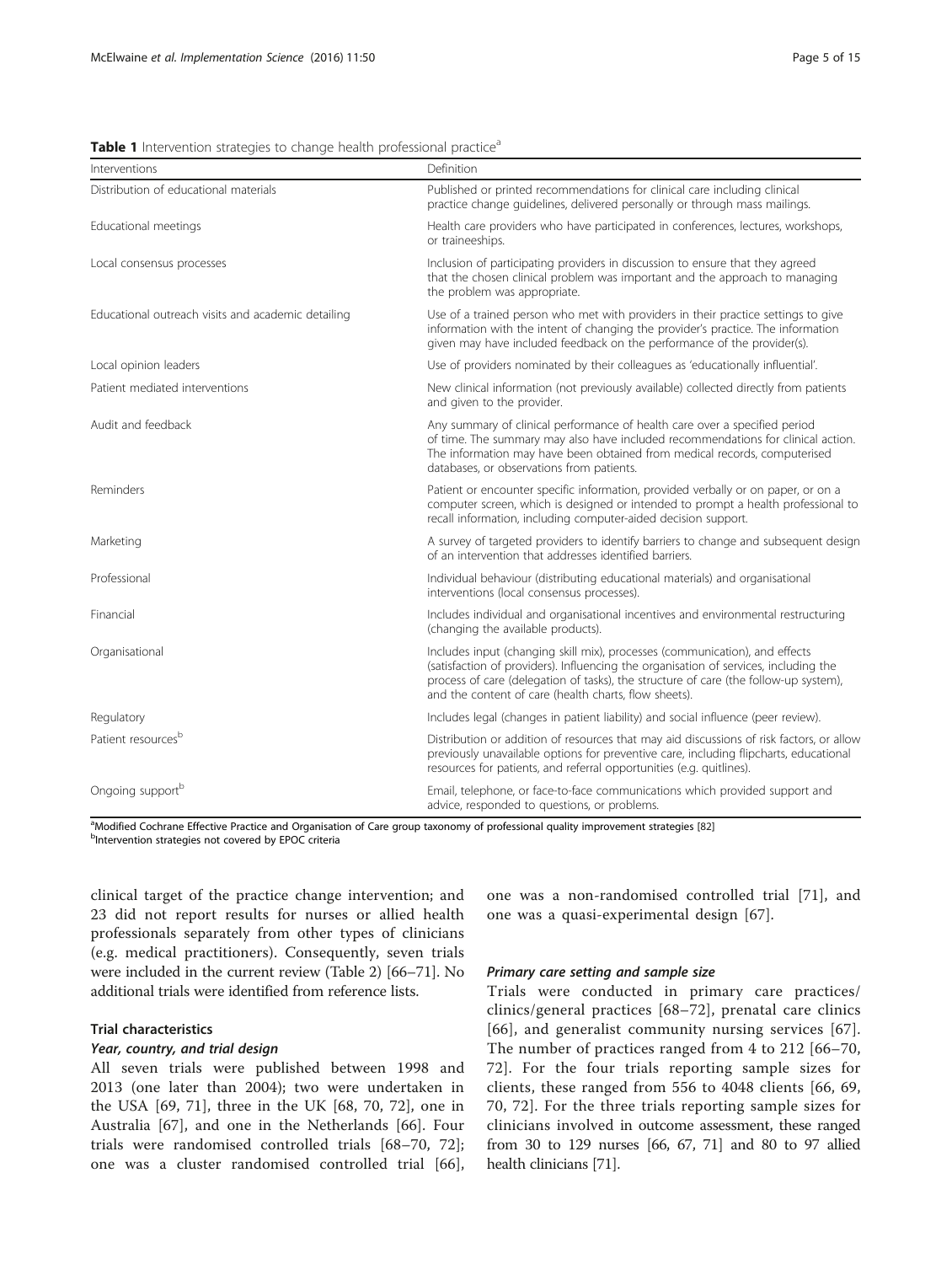**Table 1** Intervention strategies to change health professional practice[a]

| Interventions | Definition |
|---|---|
| Distribution of educational materials | Published or printed recommendations for clinical care including clinical practice change guidelines, delivered personally or through mass mailings. |
| Educational meetings | Health care providers who have participated in conferences, lectures, workshops, or traineeships. |
| Local consensus processes | Inclusion of participating providers in discussion to ensure that they agreed that the chosen clinical problem was important and the approach to managing the problem was appropriate. |
| Educational outreach visits and academic detailing | Use of a trained person who met with providers in their practice settings to give information with the intent of changing the provider's practice. The information given may have included feedback on the performance of the provider(s). |
| Local opinion leaders | Use of providers nominated by their colleagues as 'educationally influential'. |
| Patient mediated interventions | New clinical information (not previously available) collected directly from patients and given to the provider. |
| Audit and feedback | Any summary of clinical performance of health care over a specified period of time. The summary may also have included recommendations for clinical action. The information may have been obtained from medical records, computerised databases, or observations from patients. |
| Reminders | Patient or encounter specific information, provided verbally or on paper, or on a computer screen, which is designed or intended to prompt a health professional to recall information, including computer-aided decision support. |
| Marketing | A survey of targeted providers to identify barriers to change and subsequent design of an intervention that addresses identified barriers. |
| Professional | Individual behaviour (distributing educational materials) and organisational interventions (local consensus processes). |
| Financial | Includes individual and organisational incentives and environmental restructuring (changing the available products). |
| Organisational | Includes input (changing skill mix), processes (communication), and effects (satisfaction of providers). Influencing the organisation of services, including the process of care (delegation of tasks), the structure of care (the follow-up system), and the content of care (health charts, flow sheets). |
| Regulatory | Includes legal (changes in patient liability) and social influence (peer review). |
| Patient resources[b] | Distribution or addition of resources that may aid discussions of risk factors, or allow previously unavailable options for preventive care, including flipcharts, educational resources for patients, and referral opportunities (e.g. quitlines). |
| Ongoing support[b] | Email, telephone, or face-to-face communications which provided support and advice, responded to questions, or problems. |

[a]Modified Cochrane Effective Practice and Organisation of Care group taxonomy of professional quality improvement strategies [82]
[b]Intervention strategies not covered by EPOC criteria

clinical target of the practice change intervention; and 23 did not report results for nurses or allied health professionals separately from other types of clinicians (e.g. medical practitioners). Consequently, seven trials were included in the current review (Table 2) [66–71]. No additional trials were identified from reference lists.

### Trial characteristics

#### *Year, country, and trial design*

All seven trials were published between 1998 and 2013 (one later than 2004); two were undertaken in the USA [69, 71], three in the UK [68, 70, 72], one in Australia [67], and one in the Netherlands [66]. Four trials were randomised controlled trials [68–70, 72]; one was a cluster randomised controlled trial [66], one was a non-randomised controlled trial [71], and one was a quasi-experimental design [67].

#### *Primary care setting and sample size*

Trials were conducted in primary care practices/clinics/general practices [68–72], prenatal care clinics [66], and generalist community nursing services [67]. The number of practices ranged from 4 to 212 [66–70, 72]. For the four trials reporting sample sizes for clients, these ranged from 556 to 4048 clients [66, 69, 70, 72]. For the three trials reporting sample sizes for clinicians involved in outcome assessment, these ranged from 30 to 129 nurses [66, 67, 71] and 80 to 97 allied health clinicians [71].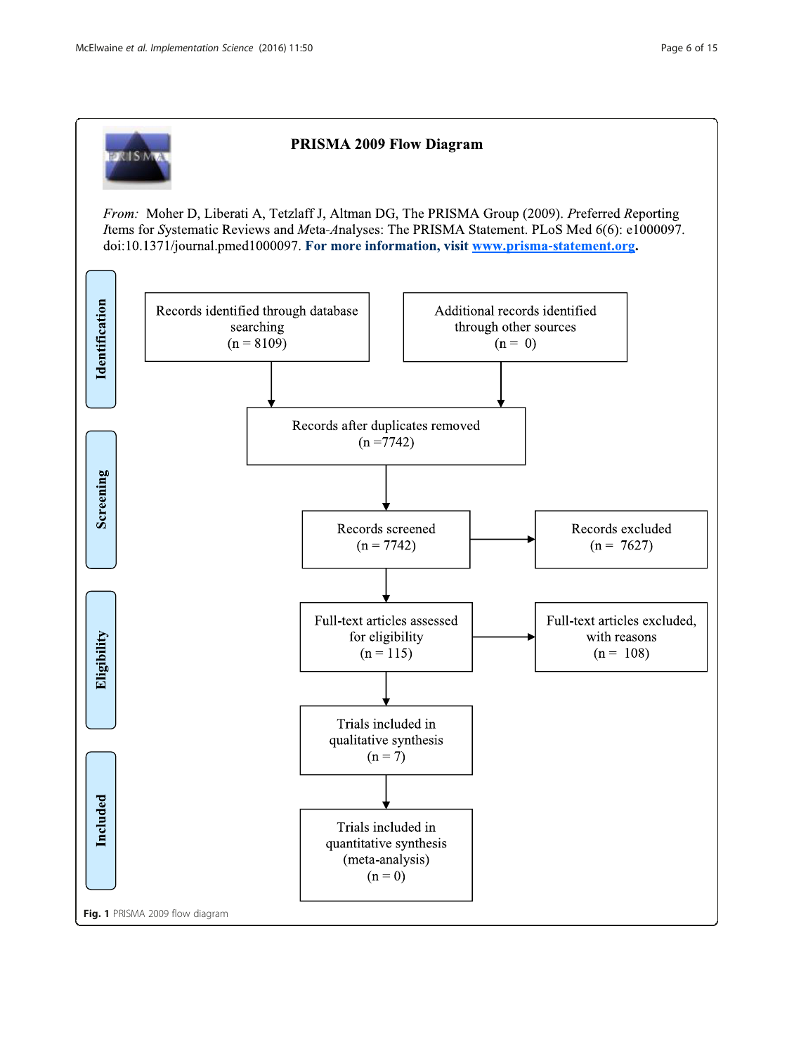## PRISMA 2009 Flow Diagram

*From:* Moher D, Liberati A, Tetzlaff J, Altman DG, The PRISMA Group (2009). *P*referred *R*eporting *I*tems for *S*ystematic Reviews and *M*eta-*A*nalyses: The PRISMA Statement. PLoS Med 6(6): e1000097. doi:10.1371/journal.pmed1000097. **For more information, visit [www.prisma-statement.org](http://www.prisma-statement.org).**

**Identification**

- Records identified through database searching (n = 8109)
- Additional records identified through other sources (n = 0)

**Screening**

- Records after duplicates removed (n =7742)
- Records screened (n = 7742)
- Records excluded (n = 7627)

**Eligibility**

- Full-text articles assessed for eligibility (n = 115)
- Full-text articles excluded, with reasons (n = 108)

**Included**

- Trials included in qualitative synthesis (n = 7)
- Trials included in quantitative synthesis (meta-analysis) (n = 0)

**Fig. 1** PRISMA 2009 flow diagram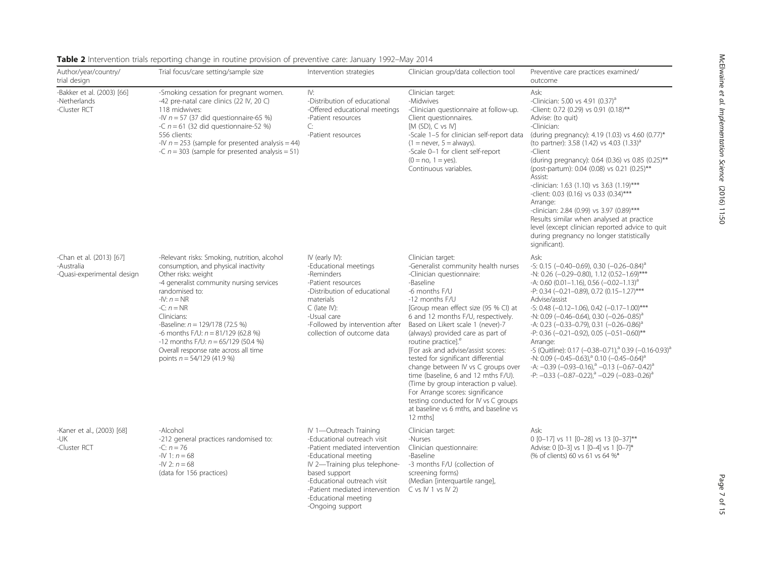**Table 2** Intervention trials reporting change in routine provision of preventive care: January 1992–May 2014

| Author/year/country/ trial design | Trial focus/care setting/sample size | Intervention strategies | Clinician group/data collection tool | Preventive care practices examined/ outcome |
|---|---|---|---|---|
| -Bakker et al. (2003) [66]<br>-Netherlands<br>-Cluster RCT | -Smoking cessation for pregnant women.<br>-42 pre-natal care clinics (22 IV, 20 C)<br>118 midwives:<br>-IV $n = 57$ (37 did questionnaire-65 %)<br>-C $n = 61$ (32 did questionnaire-52 %)<br>556 clients:<br>-IV $n = 253$ (sample for presented analysis = 44)<br>-C $n = 303$ (sample for presented analysis = 51) | IV:<br>-Distribution of educational<br>-Offered educational meetings<br>-Patient resources<br>C:<br>-Patient resources | Clinician target:<br>-Midwives<br>-Clinician questionnaire at follow-up. Client questionnaires.<br>[M (SD), C vs IV]<br>-Scale 1–5 for clinician self-report data (1 = never, 5 = always).<br>-Scale 0–1 for client self-report (0 = no, 1 = yes).<br>Continuous variables. | Ask:<br>-Clinician: 5.00 vs 4.91 (0.37)[a]<br>-Client: 0.72 (0.29) vs 0.91 (0.18)**<br>Advise: (to quit)<br>-Clinician:<br>(during pregnancy): 4.19 (1.03) vs 4.60 (0.77)*<br>(to partner): 3.58 (1.42) vs 4.03 (1.33)[a]<br>-Client<br>(during pregnancy): 0.64 (0.36) vs 0.85 (0.25)**<br>(post-partum): 0.04 (0.08) vs 0.21 (0.25)**<br>Assist:<br>-clinician: 1.63 (1.10) vs 3.63 (1.19)***<br>-client: 0.03 (0.16) vs 0.33 (0.34)***<br>Arrange:<br>-clinician: 2.84 (0.99) vs 3.97 (0.89)***<br>Results similar when analysed at practice level (except clinician reported advice to quit during pregnancy no longer statistically significant). |
| -Chan et al. (2013) [67]<br>-Australia<br>-Quasi-experimental design | -Relevant risks: Smoking, nutrition, alcohol consumption, and physical inactivity<br>Other risks: weight<br>-4 generalist community nursing services randomised to:<br>-IV: $n$ = NR<br>-C: $n$ = NR<br>Clinicians:<br>-Baseline: $n = 129/178$ (72.5 %)<br>-6 months F/U: $n = 81/129$ (62.8 %)<br>-12 months F/U: $n = 65/129$ (50.4 %)<br>Overall response rate across all time points $n = 54/129$ (41.9 %) | IV (early IV):<br>-Educational meetings<br>-Reminders<br>-Patient resources<br>-Distribution of educational materials<br>C (late IV):<br>-Usual care<br>-Followed by intervention after collection of outcome data | Clinician target:<br>-Generalist community health nurses<br>-Clinician questionnaire:<br>-Baseline<br>-6 months F/U<br>-12 months F/U<br>[Group mean effect size (95 % CI) at 6 and 12 months F/U, respectively. Based on Likert scale 1 (never)-7 (always) provided care as part of routine practice].[e]<br>[For ask and advise/assist scores: tested for significant differential change between IV vs C groups over time (baseline, 6 and 12 mths F/U). (Time by group interaction p value). For Arrange scores: significance testing conducted for IV vs C groups at baseline vs 6 mths, and baseline vs 12 mths] | Ask:<br>-S: 0.15 (−0.40–0.69), 0.30 (−0.26–0.84)[a]<br>-N: 0.26 (−0.29–0.80), 1.12 (0.52–1.69)***<br>-A: 0.60 (0.01–1.16), 0.56 (−0.02–1.13)[a]<br>-P: 0.34 (−0.21–0.89), 0.72 (0.15–1.27)***<br>Advise/assist<br>-S: 0.48 (−0.12–1.06), 0.42 (−0.17–1.00)***<br>-N: 0.09 (−0.46–0.64), 0.30 (−0.26–0.85)[a]<br>-A: 0.23 (−0.33–0.79), 0.31 (−0.26–0.86)[a]<br>-P: 0.36 (−0.21–0.92), 0.05 (−0.51–0.60)**<br>Arrange:<br>-S (Quitline): 0.17 (−0.38–0.71),[a] 0.39 (−0.16-0.93)[a]<br>-N: 0.09 (−0.45–0.63),[a] 0.10 (−0.45–0.64)[a]<br>-A: −0.39 (−0.93–0.16),[a] −0.13 (−0.67–0.42)[a]<br>-P: −0.33 (−0.87–0.22),[a] −0.29 (−0.83–0.26)[a] |
| -Kaner et al., (2003) [68]<br>-UK<br>-Cluster RCT | -Alcohol<br>-212 general practices randomised to:<br>-C: $n = 76$<br>-IV 1: $n = 68$<br>-IV 2: $n = 68$<br>(data for 156 practices) | IV 1—Outreach Training<br>-Educational outreach visit<br>-Patient mediated intervention<br>-Educational meeting<br>IV 2—Training plus telephone-based support<br>-Educational outreach visit<br>-Patient mediated intervention<br>-Educational meeting<br>-Ongoing support | Clinician target:<br>-Nurses<br>Clinician questionnaire:<br>-Baseline<br>-3 months F/U (collection of screening forms)<br>(Median [interquartile range], C vs IV 1 vs IV 2) | Ask:<br>0 [0–17] vs 11 [0–28] vs 13 [0–37]**<br>Advise: 0 [0–3] vs 1 [0–4] vs 1 [0–7]*<br>(% of clients) 60 vs 61 vs 64 %* |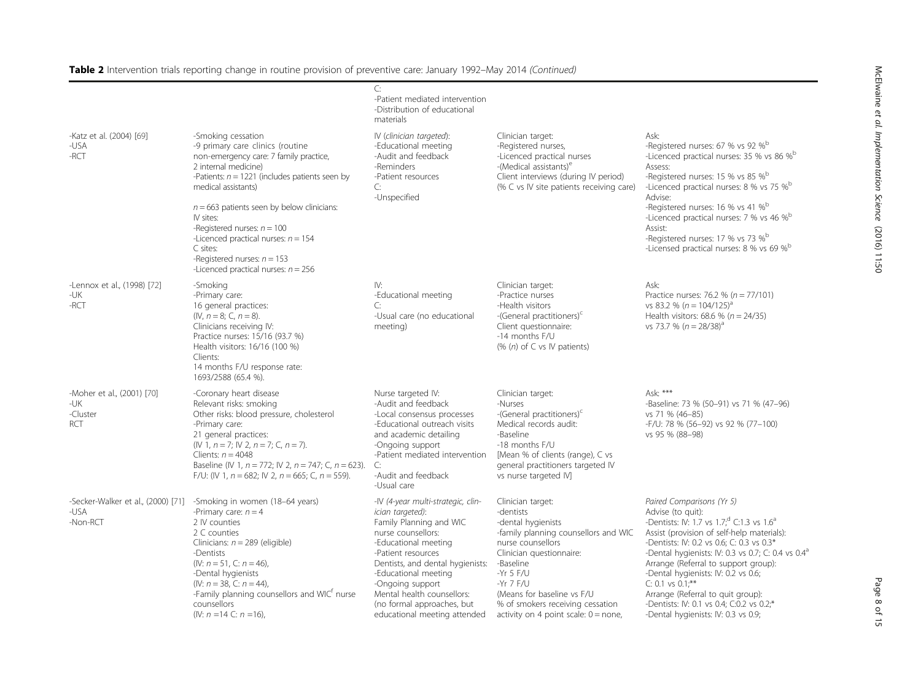**Table 2** Intervention trials reporting change in routine provision of preventive care: January 1992–May 2014 *(Continued)*

| | | | | |
|---|---|---|---|---|
| | | C:<br>-Patient mediated intervention<br>-Distribution of educational materials | | |
| -Katz et al. (2004) [69]<br>-USA<br>-RCT | -Smoking cessation<br>-9 primary care clinics (routine non-emergency care: 7 family practice, 2 internal medicine)<br>-Patients: *n* = 1221 (includes patients seen by medical assistants)<br><br>*n* = 663 patients seen by below clinicians:<br>IV sites:<br>-Registered nurses: *n* = 100<br>-Licenced practical nurses: *n* = 154<br>C sites:<br>-Registered nurses: *n* = 153<br>-Licenced practical nurses: *n* = 256 | IV (*clinician targeted*):<br>-Educational meeting<br>-Audit and feedback<br>-Reminders<br>-Patient resources<br>C:<br>-Unspecified | Clinician target:<br>-Registered nurses,<br>-Licenced practical nurses<br>-(Medical assistants)[e]<br>Client interviews (during IV period)<br>(% C vs IV site patients receiving care) | Ask:<br>-Registered nurses: 67 % vs 92 %[b]<br>-Licenced practical nurses: 35 % vs 86 %[b]<br>Assess:<br>-Registered nurses: 15 % vs 85 %[b]<br>-Licenced practical nurses: 8 % vs 75 %[b]<br>Advise:<br>-Registered nurses: 16 % vs 41 %[b]<br>-Licenced practical nurses: 7 % vs 46 %[b]<br>Assist:<br>-Registered nurses: 17 % vs 73 %[b]<br>-Licensed practical nurses: 8 % vs 69 %[b] |
| -Lennox et al., (1998) [72]<br>-UK<br>-RCT | -Smoking<br>-Primary care:<br>16 general practices:<br>(IV, *n* = 8; C, *n* = 8).<br>Clinicians receiving IV:<br>Practice nurses: 15/16 (93.7 %)<br>Health visitors: 16/16 (100 %)<br>Clients:<br>14 months F/U response rate:<br>1693/2588 (65.4 %). | IV:<br>-Educational meeting<br>C:<br>-Usual care (no educational meeting) | Clinician target:<br>-Practice nurses<br>-Health visitors<br>-(General practitioners)[c]<br>Client questionnaire:<br>-14 months F/U<br>(% (*n*) of C vs IV patients) | Ask:<br>Practice nurses: 76.2 % (*n* = 77/101) vs 83.2 % (*n* = 104/125)[a]<br>Health visitors: 68.6 % (*n* = 24/35) vs 73.7 % (*n* = 28/38)[a] |
| -Moher et al., (2001) [70]<br>-UK<br>-Cluster RCT | -Coronary heart disease<br>Relevant risks: smoking<br>Other risks: blood pressure, cholesterol<br>-Primary care:<br>21 general practices:<br>(IV 1, *n* = 7; IV 2, *n* = 7; C, *n* = 7).<br>Clients: *n* = 4048<br>Baseline (IV 1, *n* = 772; IV 2, *n* = 747; C, *n* = 623).<br>F/U: (IV 1, *n* = 682; IV 2, *n* = 665; C, *n* = 559). | Nurse targeted IV:<br>-Audit and feedback<br>-Local consensus processes<br>-Educational outreach visits and academic detailing<br>-Ongoing support<br>-Patient mediated intervention<br>C:<br>-Audit and feedback<br>-Usual care | Clinician target:<br>-Nurses<br>-(General practitioners)[c]<br>Medical records audit:<br>-Baseline<br>-18 months F/U<br>[Mean % of clients (range), C vs general practitioners targeted IV vs nurse targeted IV] | Ask: ***<br>-Baseline: 73 % (50–91) vs 71 % (47–96) vs 71 % (46–85)<br>-F/U: 78 % (56–92) vs 92 % (77–100) vs 95 % (88–98) |
| -Secker-Walker et al., (2000) [71]<br>-USA<br>-Non-RCT | -Smoking in women (18–64 years)<br>-Primary care: *n* = 4<br>2 IV counties<br>2 C counties<br>Clinicians: *n* = 289 (eligible)<br>-Dentists<br>(IV: *n* = 51, C: *n* = 46),<br>-Dental hygienists<br>(IV: *n* = 38, C: *n* = 44),<br>-Family planning counsellors and WIC[f] nurse counsellors<br>(IV: *n* =14 C: *n* =16), | -IV (*4-year multi-strategic, clinician targeted*):<br>Family Planning and WIC nurse counsellors:<br>-Educational meeting<br>-Patient resources<br>Dentists, and dental hygienists:<br>-Educational meeting<br>-Ongoing support<br>Mental health counsellors:<br>(no formal approaches, but educational meeting attended | Clinician target:<br>-dentists<br>-dental hygienists<br>-family planning counsellors and WIC nurse counsellors<br>Clinician questionnaire:<br>-Baseline<br>-Yr 5 F/U<br>-Yr 7 F/U<br>(Means for baseline vs F/U % of smokers receiving cessation activity on 4 point scale: 0 = none, | *Paired Comparisons (Yr 5)*<br>Advise (to quit):<br>-Dentists: IV: 1.7 vs 1.7;[d] C:1.3 vs 1.6[a]<br>Assist (provision of self-help materials):<br>-Dentists: IV: 0.2 vs 0.6; C: 0.3 vs 0.3*<br>-Dental hygienists: IV: 0.3 vs 0.7; C: 0.4 vs 0.4[a]<br>Arrange (Referral to support group):<br>-Dental hygienists: IV: 0.2 vs 0.6;<br>C: 0.1 vs 0.1;**<br>Arrange (Referral to quit group):<br>-Dentists: IV: 0.1 vs 0.4; C:0.2 vs 0.2;*<br>-Dental hygienists: IV: 0.3 vs 0.9; |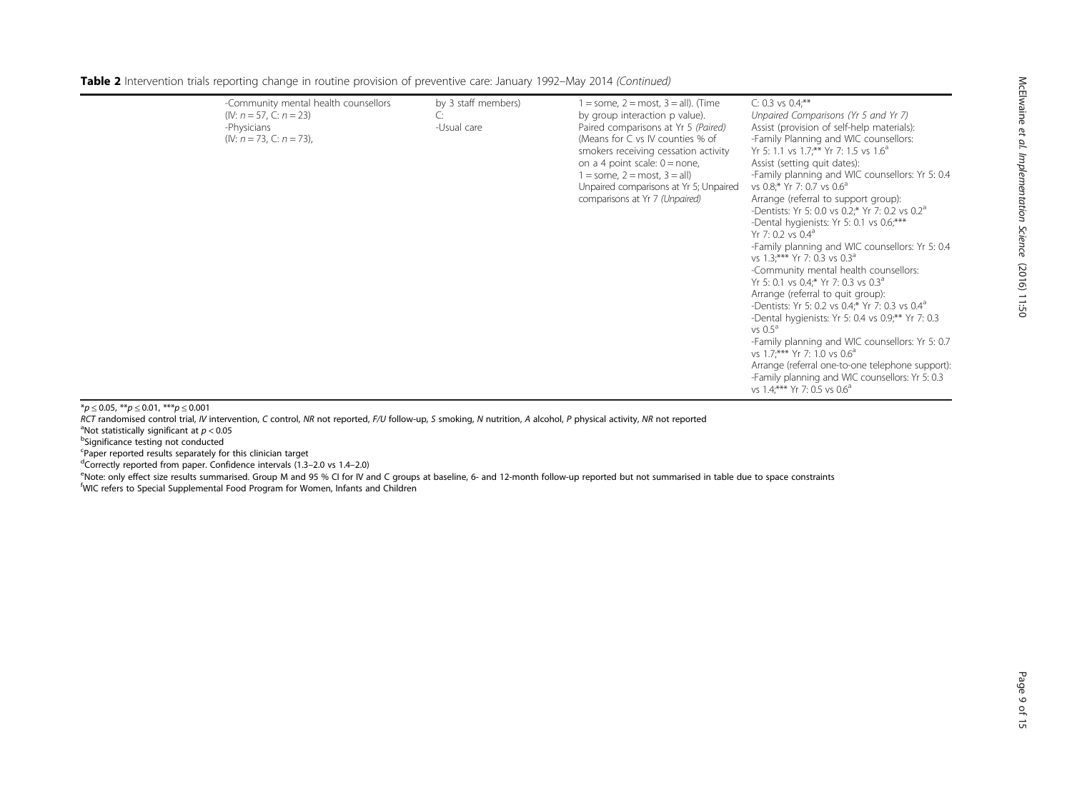**Table 2** Intervention trials reporting change in routine provision of preventive care: January 1992–May 2014 *(Continued)*

| | | | | |
|---|---|---|---|---|
| | -Community mental health counsellors (IV: $n = 57$, C: $n = 23$)<br>-Physicians (IV: $n = 73$, C: $n = 73$), | by 3 staff members)<br>C:<br>-Usual care | 1 = some, 2 = most, 3 = all). (Time by group interaction p value). Paired comparisons at Yr 5 *(Paired)* (Means for C vs IV counties % of smokers receiving cessation activity on a 4 point scale: 0 = none, 1 = some, 2 = most, 3 = all) Unpaired comparisons at Yr 5; Unpaired comparisons at Yr 7 *(Unpaired)* | C: 0.3 vs 0.4;**<br>*Unpaired Comparisons (Yr 5 and Yr 7)*<br>Assist (provision of self-help materials):<br>-Family Planning and WIC counsellors: Yr 5: 1.1 vs 1.7;** Yr 7: 1.5 vs 1.6[a]<br>Assist (setting quit dates):<br>-Family planning and WIC counsellors: Yr 5: 0.4 vs 0.8;* Yr 7: 0.7 vs 0.6[a]<br>Arrange (referral to support group):<br>-Dentists: Yr 5: 0.0 vs 0.2;* Yr 7: 0.2 vs 0.2[a]<br>-Dental hygienists: Yr 5: 0.1 vs 0.6;*** Yr 7: 0.2 vs 0.4[a]<br>-Family planning and WIC counsellors: Yr 5: 0.4 vs 1.3;*** Yr 7: 0.3 vs 0.3[a]<br>-Community mental health counsellors: Yr 5: 0.1 vs 0.4;* Yr 7: 0.3 vs 0.3[a]<br>Arrange (referral to quit group):<br>-Dentists: Yr 5: 0.2 vs 0.4;* Yr 7: 0.3 vs 0.4[a]<br>-Dental hygienists: Yr 5: 0.4 vs 0.9;** Yr 7: 0.3 vs 0.5[a]<br>-Family planning and WIC counsellors: Yr 5: 0.7 vs 1.7;*** Yr 7: 1.0 vs 0.6[a]<br>Arrange (referral one-to-one telephone support):<br>-Family planning and WIC counsellors: Yr 5: 0.3 vs 1.4;*** Yr 7: 0.5 vs 0.6[a] |

*$p \leq 0.05$, **$p \leq 0.01$, ***$p \leq 0.001$

*RCT* randomised control trial, *IV* intervention, *C* control, *NR* not reported, *F/U* follow-up, *S* smoking, *N* nutrition, *A* alcohol, *P* physical activity, *NR* not reported

[a]Not statistically significant at $p < 0.05$

[b]Significance testing not conducted

[c]Paper reported results separately for this clinician target

[d]Correctly reported from paper. Confidence intervals (1.3–2.0 vs 1.4–2.0)

[e]Note: only effect size results summarised. Group M and 95 % CI for IV and C groups at baseline, 6- and 12-month follow-up reported but not summarised in table due to space constraints

[f]WIC refers to Special Supplemental Food Program for Women, Infants and Children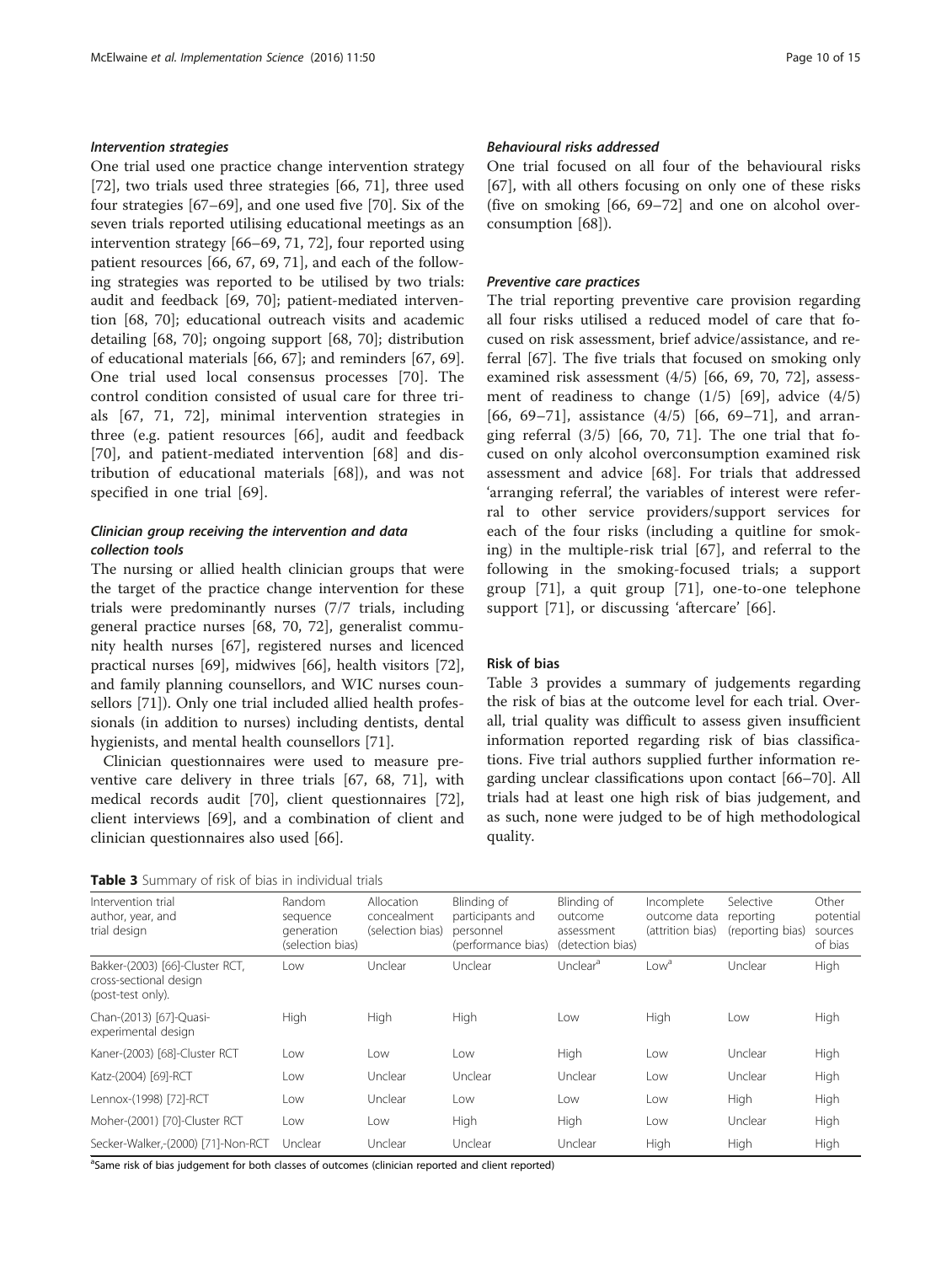#### *Intervention strategies*

One trial used one practice change intervention strategy [72], two trials used three strategies [66, 71], three used four strategies [67–69], and one used five [70]. Six of the seven trials reported utilising educational meetings as an intervention strategy [66–69, 71, 72], four reported using patient resources [66, 67, 69, 71], and each of the following strategies was reported to be utilised by two trials: audit and feedback [69, 70]; patient-mediated intervention [68, 70]; educational outreach visits and academic detailing [68, 70]; ongoing support [68, 70]; distribution of educational materials [66, 67]; and reminders [67, 69]. One trial used local consensus processes [70]. The control condition consisted of usual care for three trials [67, 71, 72], minimal intervention strategies in three (e.g. patient resources [66], audit and feedback [70], and patient-mediated intervention [68] and distribution of educational materials [68]), and was not specified in one trial [69].

#### *Clinician group receiving the intervention and data collection tools*

The nursing or allied health clinician groups that were the target of the practice change intervention for these trials were predominantly nurses (7/7 trials, including general practice nurses [68, 70, 72], generalist community health nurses [67], registered nurses and licenced practical nurses [69], midwives [66], health visitors [72], and family planning counsellors, and WIC nurses counsellors [71]). Only one trial included allied health professionals (in addition to nurses) including dentists, dental hygienists, and mental health counsellors [71].

Clinician questionnaires were used to measure preventive care delivery in three trials [67, 68, 71], with medical records audit [70], client questionnaires [72], client interviews [69], and a combination of client and clinician questionnaires also used [66].

#### *Behavioural risks addressed*

One trial focused on all four of the behavioural risks [67], with all others focusing on only one of these risks (five on smoking [66, 69–72] and one on alcohol overconsumption [68]).

#### *Preventive care practices*

The trial reporting preventive care provision regarding all four risks utilised a reduced model of care that focused on risk assessment, brief advice/assistance, and referral [67]. The five trials that focused on smoking only examined risk assessment (4/5) [66, 69, 70, 72], assessment of readiness to change (1/5) [69], advice (4/5) [66, 69–71], assistance (4/5) [66, 69–71], and arranging referral (3/5) [66, 70, 71]. The one trial that focused on only alcohol overconsumption examined risk assessment and advice [68]. For trials that addressed 'arranging referral', the variables of interest were referral to other service providers/support services for each of the four risks (including a quitline for smoking) in the multiple-risk trial [67], and referral to the following in the smoking-focused trials; a support group [71], a quit group [71], one-to-one telephone support [71], or discussing 'aftercare' [66].

### Risk of bias

Table 3 provides a summary of judgements regarding the risk of bias at the outcome level for each trial. Overall, trial quality was difficult to assess given insufficient information reported regarding risk of bias classifications. Five trial authors supplied further information regarding unclear classifications upon contact [66–70]. All trials had at least one high risk of bias judgement, and as such, none were judged to be of high methodological quality.

**Table 3** Summary of risk of bias in individual trials

| Intervention trial author, year, and trial design | Random sequence generation (selection bias) | Allocation concealment (selection bias) | Blinding of participants and personnel (performance bias) | Blinding of outcome assessment (detection bias) | Incomplete outcome data (attrition bias) | Selective reporting (reporting bias) | Other potential sources of bias |
|---|---|---|---|---|---|---|---|
| Bakker-(2003) [66]-Cluster RCT, cross-sectional design (post-test only). | Low | Unclear | Unclear | Unclear[a] | Low[a] | Unclear | High |
| Chan-(2013) [67]-Quasi-experimental design | High | High | High | Low | High | Low | High |
| Kaner-(2003) [68]-Cluster RCT | Low | Low | Low | High | Low | Unclear | High |
| Katz-(2004) [69]-RCT | Low | Unclear | Unclear | Unclear | Low | Unclear | High |
| Lennox-(1998) [72]-RCT | Low | Unclear | Low | Low | Low | High | High |
| Moher-(2001) [70]-Cluster RCT | Low | Low | High | High | Low | Unclear | High |
| Secker-Walker,-(2000) [71]-Non-RCT | Unclear | Unclear | Unclear | Unclear | High | High | High |

[a]Same risk of bias judgement for both classes of outcomes (clinician reported and client reported)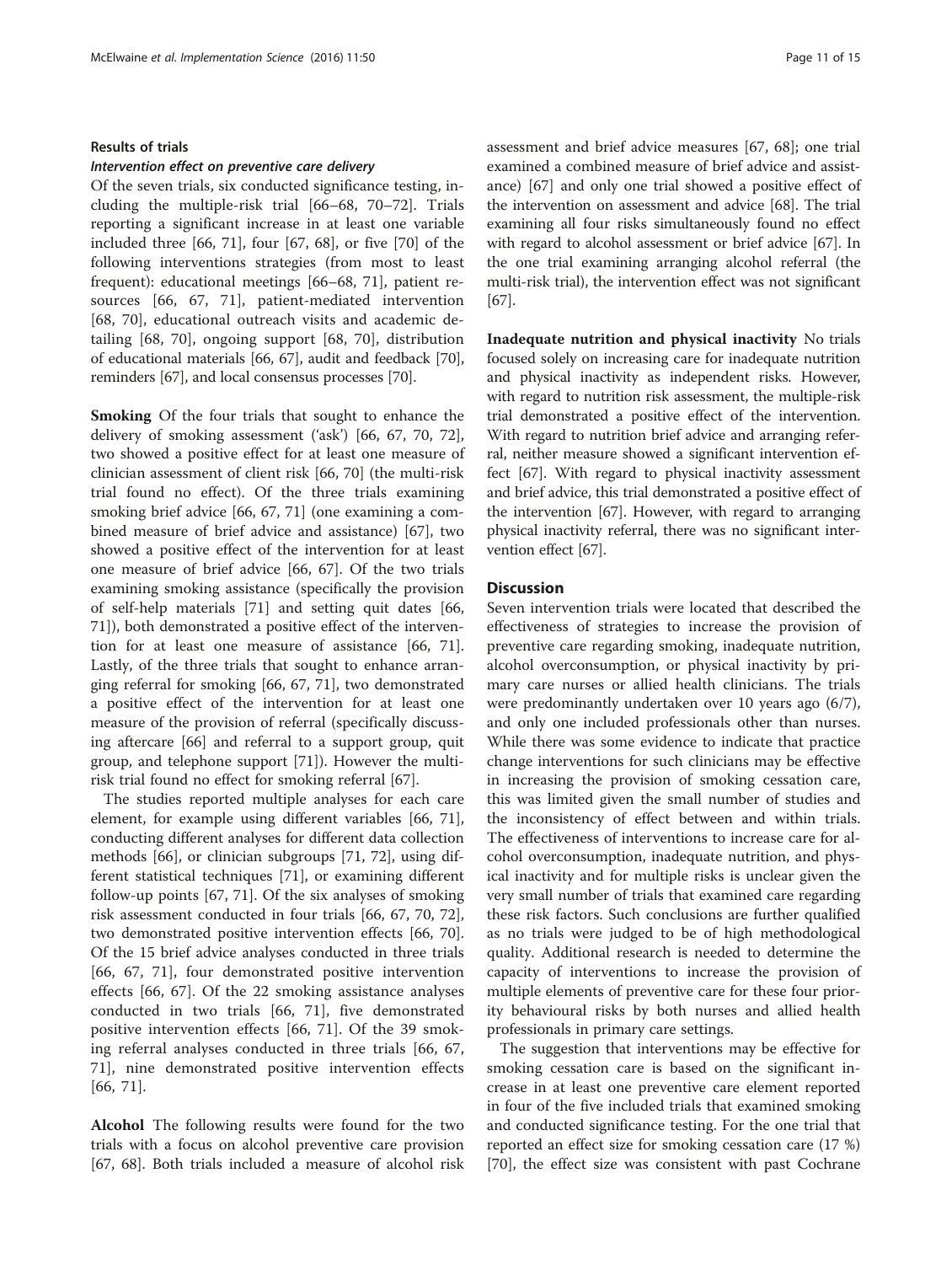### Results of trials

#### *Intervention effect on preventive care delivery*

Of the seven trials, six conducted significance testing, including the multiple-risk trial [66–68, 70–72]. Trials reporting a significant increase in at least one variable included three [66, 71], four [67, 68], or five [70] of the following interventions strategies (from most to least frequent): educational meetings [66–68, 71], patient resources [66, 67, 71], patient-mediated intervention [68, 70], educational outreach visits and academic detailing [68, 70], ongoing support [68, 70], distribution of educational materials [66, 67], audit and feedback [70], reminders [67], and local consensus processes [70].

**Smoking** Of the four trials that sought to enhance the delivery of smoking assessment ('ask') [66, 67, 70, 72], two showed a positive effect for at least one measure of clinician assessment of client risk [66, 70] (the multi-risk trial found no effect). Of the three trials examining smoking brief advice [66, 67, 71] (one examining a combined measure of brief advice and assistance) [67], two showed a positive effect of the intervention for at least one measure of brief advice [66, 67]. Of the two trials examining smoking assistance (specifically the provision of self-help materials [71] and setting quit dates [66, 71]), both demonstrated a positive effect of the intervention for at least one measure of assistance [66, 71]. Lastly, of the three trials that sought to enhance arranging referral for smoking [66, 67, 71], two demonstrated a positive effect of the intervention for at least one measure of the provision of referral (specifically discussing aftercare [66] and referral to a support group, quit group, and telephone support [71]). However the multi-risk trial found no effect for smoking referral [67].

The studies reported multiple analyses for each care element, for example using different variables [66, 71], conducting different analyses for different data collection methods [66], or clinician subgroups [71, 72], using different statistical techniques [71], or examining different follow-up points [67, 71]. Of the six analyses of smoking risk assessment conducted in four trials [66, 67, 70, 72], two demonstrated positive intervention effects [66, 70]. Of the 15 brief advice analyses conducted in three trials [66, 67, 71], four demonstrated positive intervention effects [66, 67]. Of the 22 smoking assistance analyses conducted in two trials [66, 71], five demonstrated positive intervention effects [66, 71]. Of the 39 smoking referral analyses conducted in three trials [66, 67, 71], nine demonstrated positive intervention effects [66, 71].

**Alcohol** The following results were found for the two trials with a focus on alcohol preventive care provision [67, 68]. Both trials included a measure of alcohol risk assessment and brief advice measures [67, 68]; one trial examined a combined measure of brief advice and assistance) [67] and only one trial showed a positive effect of the intervention on assessment and advice [68]. The trial examining all four risks simultaneously found no effect with regard to alcohol assessment or brief advice [67]. In the one trial examining arranging alcohol referral (the multi-risk trial), the intervention effect was not significant [67].

**Inadequate nutrition and physical inactivity** No trials focused solely on increasing care for inadequate nutrition and physical inactivity as independent risks. However, with regard to nutrition risk assessment, the multiple-risk trial demonstrated a positive effect of the intervention. With regard to nutrition brief advice and arranging referral, neither measure showed a significant intervention effect [67]. With regard to physical inactivity assessment and brief advice, this trial demonstrated a positive effect of the intervention [67]. However, with regard to arranging physical inactivity referral, there was no significant intervention effect [67].

## Discussion

Seven intervention trials were located that described the effectiveness of strategies to increase the provision of preventive care regarding smoking, inadequate nutrition, alcohol overconsumption, or physical inactivity by primary care nurses or allied health clinicians. The trials were predominantly undertaken over 10 years ago (6/7), and only one included professionals other than nurses. While there was some evidence to indicate that practice change interventions for such clinicians may be effective in increasing the provision of smoking cessation care, this was limited given the small number of studies and the inconsistency of effect between and within trials. The effectiveness of interventions to increase care for alcohol overconsumption, inadequate nutrition, and physical inactivity and for multiple risks is unclear given the very small number of trials that examined care regarding these risk factors. Such conclusions are further qualified as no trials were judged to be of high methodological quality. Additional research is needed to determine the capacity of interventions to increase the provision of multiple elements of preventive care for these four priority behavioural risks by both nurses and allied health professionals in primary care settings.

The suggestion that interventions may be effective for smoking cessation care is based on the significant increase in at least one preventive care element reported in four of the five included trials that examined smoking and conducted significance testing. For the one trial that reported an effect size for smoking cessation care (17 %) [70], the effect size was consistent with past Cochrane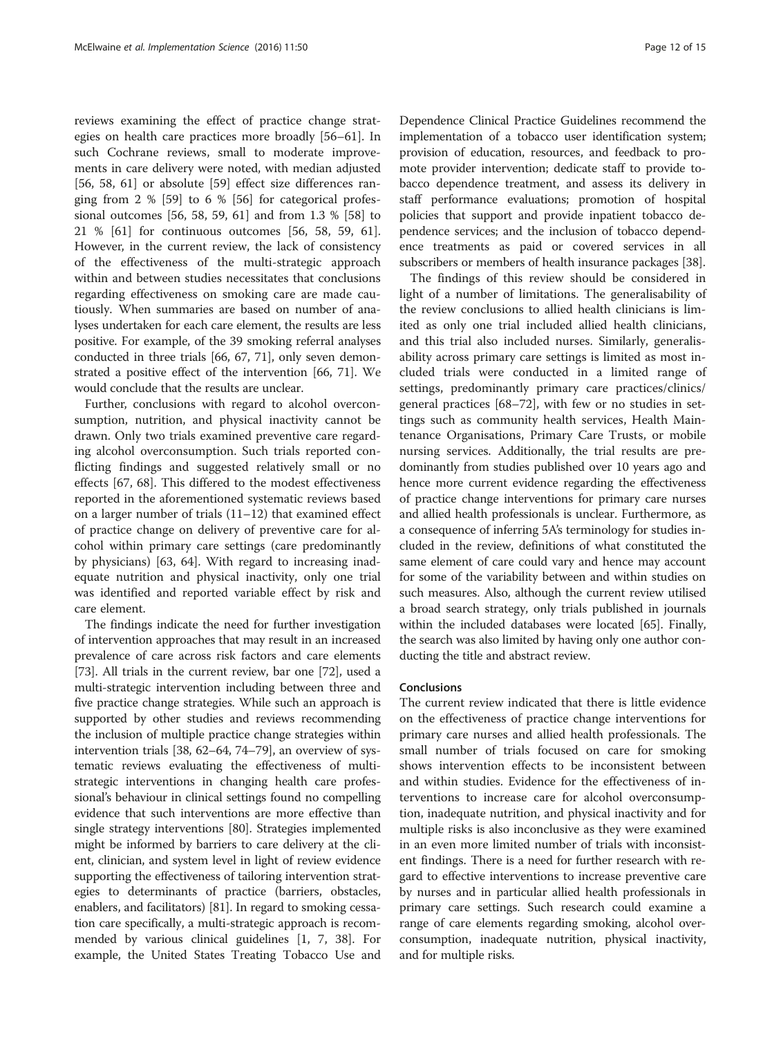reviews examining the effect of practice change strategies on health care practices more broadly [56–61]. In such Cochrane reviews, small to moderate improvements in care delivery were noted, with median adjusted [56, 58, 61] or absolute [59] effect size differences ranging from 2 % [59] to 6 % [56] for categorical professional outcomes [56, 58, 59, 61] and from 1.3 % [58] to 21 % [61] for continuous outcomes [56, 58, 59, 61]. However, in the current review, the lack of consistency of the effectiveness of the multi-strategic approach within and between studies necessitates that conclusions regarding effectiveness on smoking care are made cautiously. When summaries are based on number of analyses undertaken for each care element, the results are less positive. For example, of the 39 smoking referral analyses conducted in three trials [66, 67, 71], only seven demonstrated a positive effect of the intervention [66, 71]. We would conclude that the results are unclear.

Further, conclusions with regard to alcohol overconsumption, nutrition, and physical inactivity cannot be drawn. Only two trials examined preventive care regarding alcohol overconsumption. Such trials reported conflicting findings and suggested relatively small or no effects [67, 68]. This differed to the modest effectiveness reported in the aforementioned systematic reviews based on a larger number of trials (11–12) that examined effect of practice change on delivery of preventive care for alcohol within primary care settings (care predominantly by physicians) [63, 64]. With regard to increasing inadequate nutrition and physical inactivity, only one trial was identified and reported variable effect by risk and care element.

The findings indicate the need for further investigation of intervention approaches that may result in an increased prevalence of care across risk factors and care elements [73]. All trials in the current review, bar one [72], used a multi-strategic intervention including between three and five practice change strategies. While such an approach is supported by other studies and reviews recommending the inclusion of multiple practice change strategies within intervention trials [38, 62–64, 74–79], an overview of systematic reviews evaluating the effectiveness of multi-strategic interventions in changing health care professional's behaviour in clinical settings found no compelling evidence that such interventions are more effective than single strategy interventions [80]. Strategies implemented might be informed by barriers to care delivery at the client, clinician, and system level in light of review evidence supporting the effectiveness of tailoring intervention strategies to determinants of practice (barriers, obstacles, enablers, and facilitators) [81]. In regard to smoking cessation care specifically, a multi-strategic approach is recommended by various clinical guidelines [1, 7, 38]. For example, the United States Treating Tobacco Use and Dependence Clinical Practice Guidelines recommend the implementation of a tobacco user identification system; provision of education, resources, and feedback to promote provider intervention; dedicate staff to provide tobacco dependence treatment, and assess its delivery in staff performance evaluations; promotion of hospital policies that support and provide inpatient tobacco dependence services; and the inclusion of tobacco dependence treatments as paid or covered services in all subscribers or members of health insurance packages [38].

The findings of this review should be considered in light of a number of limitations. The generalisability of the review conclusions to allied health clinicians is limited as only one trial included allied health clinicians, and this trial also included nurses. Similarly, generalisability across primary care settings is limited as most included trials were conducted in a limited range of settings, predominantly primary care practices/clinics/general practices [68–72], with few or no studies in settings such as community health services, Health Maintenance Organisations, Primary Care Trusts, or mobile nursing services. Additionally, the trial results are predominantly from studies published over 10 years ago and hence more current evidence regarding the effectiveness of practice change interventions for primary care nurses and allied health professionals is unclear. Furthermore, as a consequence of inferring 5A's terminology for studies included in the review, definitions of what constituted the same element of care could vary and hence may account for some of the variability between and within studies on such measures. Also, although the current review utilised a broad search strategy, only trials published in journals within the included databases were located [65]. Finally, the search was also limited by having only one author conducting the title and abstract review.

## Conclusions

The current review indicated that there is little evidence on the effectiveness of practice change interventions for primary care nurses and allied health professionals. The small number of trials focused on care for smoking shows intervention effects to be inconsistent between and within studies. Evidence for the effectiveness of interventions to increase care for alcohol overconsumption, inadequate nutrition, and physical inactivity and for multiple risks is also inconclusive as they were examined in an even more limited number of trials with inconsistent findings. There is a need for further research with regard to effective interventions to increase preventive care by nurses and in particular allied health professionals in primary care settings. Such research could examine a range of care elements regarding smoking, alcohol overconsumption, inadequate nutrition, physical inactivity, and for multiple risks.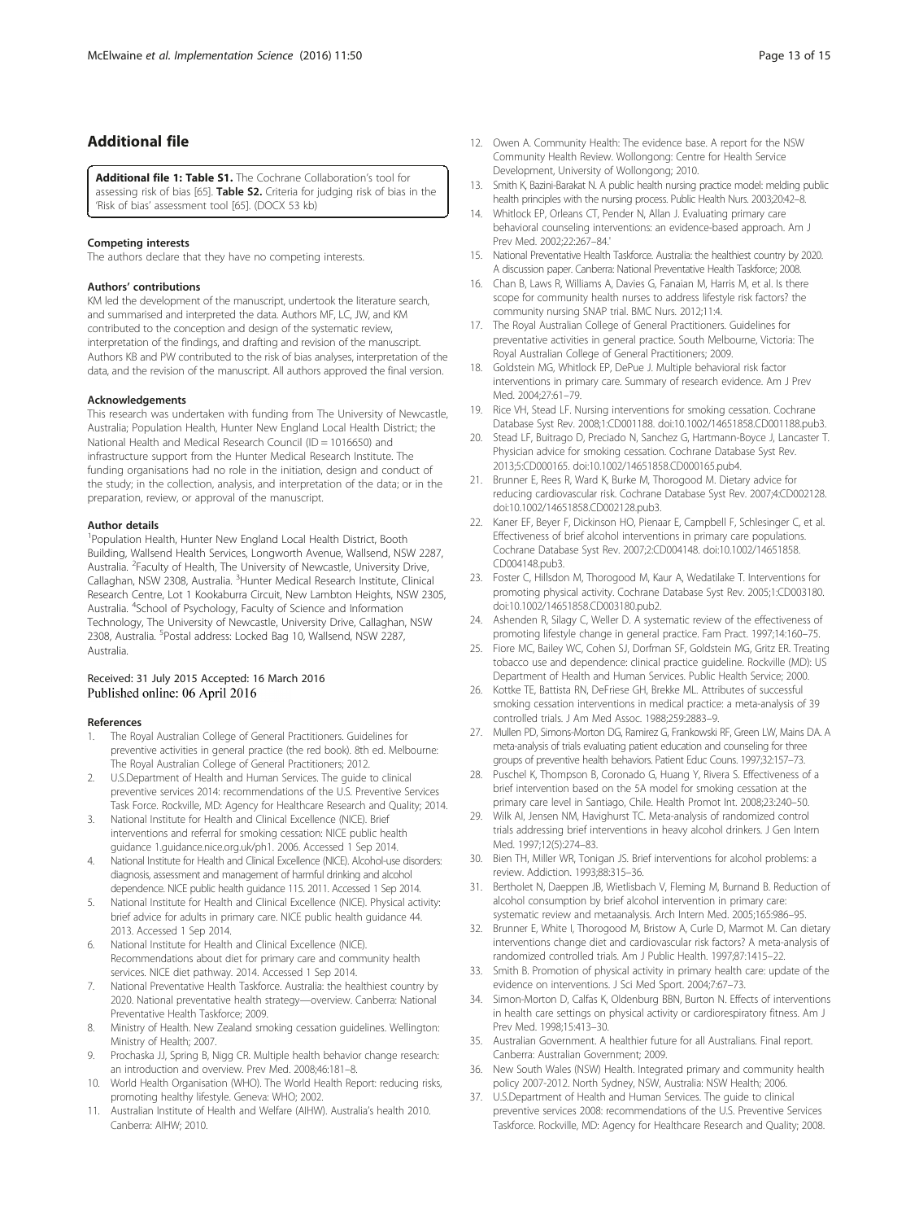## Additional file

**Additional file 1: Table S1.** The Cochrane Collaboration's tool for assessing risk of bias [65]. **Table S2.** Criteria for judging risk of bias in the 'Risk of bias' assessment tool [65]. (DOCX 53 kb)

#### Competing interests

The authors declare that they have no competing interests.

#### Authors' contributions

KM led the development of the manuscript, undertook the literature search, and summarised and interpreted the data. Authors MF, LC, JW, and KM contributed to the conception and design of the systematic review, interpretation of the findings, and drafting and revision of the manuscript. Authors KB and PW contributed to the risk of bias analyses, interpretation of the data, and the revision of the manuscript. All authors approved the final version.

#### Acknowledgements

This research was undertaken with funding from The University of Newcastle, Australia; Population Health, Hunter New England Local Health District; the National Health and Medical Research Council (ID = 1016650) and infrastructure support from the Hunter Medical Research Institute. The funding organisations had no role in the initiation, design and conduct of the study; in the collection, analysis, and interpretation of the data; or in the preparation, review, or approval of the manuscript.

#### Author details

[1]Population Health, Hunter New England Local Health District, Booth Building, Wallsend Health Services, Longworth Avenue, Wallsend, NSW 2287, Australia. [2]Faculty of Health, The University of Newcastle, University Drive, Callaghan, NSW 2308, Australia. [3]Hunter Medical Research Institute, Clinical Research Centre, Lot 1 Kookaburra Circuit, New Lambton Heights, NSW 2305, Australia. [4]School of Psychology, Faculty of Science and Information Technology, The University of Newcastle, University Drive, Callaghan, NSW 2308, Australia. [5]Postal address: Locked Bag 10, Wallsend, NSW 2287, Australia.

Received: 31 July 2015 Accepted: 16 March 2016
Published online: 06 April 2016

#### References

1. The Royal Australian College of General Practitioners. Guidelines for preventive activities in general practice (the red book). 8th ed. Melbourne: The Royal Australian College of General Practitioners; 2012.
2. U.S.Department of Health and Human Services. The guide to clinical preventive services 2014: recommendations of the U.S. Preventive Services Task Force. Rockville, MD: Agency for Healthcare Research and Quality; 2014.
3. National Institute for Health and Clinical Excellence (NICE). Brief interventions and referral for smoking cessation: NICE public health guidance 1.guidance.nice.org.uk/ph1. 2006. Accessed 1 Sep 2014.
4. National Institute for Health and Clinical Excellence (NICE). Alcohol-use disorders: diagnosis, assessment and management of harmful drinking and alcohol dependence. NICE public health guidance 115. 2011. Accessed 1 Sep 2014.
5. National Institute for Health and Clinical Excellence (NICE). Physical activity: brief advice for adults in primary care. NICE public health guidance 44. 2013. Accessed 1 Sep 2014.
6. National Institute for Health and Clinical Excellence (NICE). Recommendations about diet for primary care and community health services. NICE diet pathway. 2014. Accessed 1 Sep 2014.
7. National Preventative Health Taskforce. Australia: the healthiest country by 2020. National preventative health strategy—overview. Canberra: National Preventative Health Taskforce; 2009.
8. Ministry of Health. New Zealand smoking cessation guidelines. Wellington: Ministry of Health; 2007.
9. Prochaska JJ, Spring B, Nigg CR. Multiple health behavior change research: an introduction and overview. Prev Med. 2008;46:181–8.
10. World Health Organisation (WHO). The World Health Report: reducing risks, promoting healthy lifestyle. Geneva: WHO; 2002.
11. Australian Institute of Health and Welfare (AIHW). Australia's health 2010. Canberra: AIHW; 2010.
12. Owen A. Community Health: The evidence base. A report for the NSW Community Health Review. Wollongong: Centre for Health Service Development, University of Wollongong; 2010.
13. Smith K, Bazini-Barakat N. A public health nursing practice model: melding public health principles with the nursing process. Public Health Nurs. 2003;20:42–8.
14. Whitlock EP, Orleans CT, Pender N, Allan J. Evaluating primary care behavioral counseling interventions: an evidence-based approach. Am J Prev Med. 2002;22:267–84.'
15. National Preventative Health Taskforce. Australia: the healthiest country by 2020. A discussion paper. Canberra: National Preventative Health Taskforce; 2008.
16. Chan B, Laws R, Williams A, Davies G, Fanaian M, Harris M, et al. Is there scope for community health nurses to address lifestyle risk factors? the community nursing SNAP trial. BMC Nurs. 2012;11:4.
17. The Royal Australian College of General Practitioners. Guidelines for preventative activities in general practice. South Melbourne, Victoria: The Royal Australian College of General Practitioners; 2009.
18. Goldstein MG, Whitlock EP, DePue J. Multiple behavioral risk factor interventions in primary care. Summary of research evidence. Am J Prev Med. 2004;27:61–79.
19. Rice VH, Stead LF. Nursing interventions for smoking cessation. Cochrane Database Syst Rev. 2008;1:CD001188. doi:10.1002/14651858.CD001188.pub3.
20. Stead LF, Buitrago D, Preciado N, Sanchez G, Hartmann-Boyce J, Lancaster T. Physician advice for smoking cessation. Cochrane Database Syst Rev. 2013;5:CD000165. doi:10.1002/14651858.CD000165.pub4.
21. Brunner E, Rees R, Ward K, Burke M, Thorogood M. Dietary advice for reducing cardiovascular risk. Cochrane Database Syst Rev. 2007;4:CD002128. doi:10.1002/14651858.CD002128.pub3.
22. Kaner EF, Beyer F, Dickinson HO, Pienaar E, Campbell F, Schlesinger C, et al. Effectiveness of brief alcohol interventions in primary care populations. Cochrane Database Syst Rev. 2007;2:CD004148. doi:10.1002/14651858.CD004148.pub3.
23. Foster C, Hillsdon M, Thorogood M, Kaur A, Wedatilake T. Interventions for promoting physical activity. Cochrane Database Syst Rev. 2005;1:CD003180. doi:10.1002/14651858.CD003180.pub2.
24. Ashenden R, Silagy C, Weller D. A systematic review of the effectiveness of promoting lifestyle change in general practice. Fam Pract. 1997;14:160–75.
25. Fiore MC, Bailey WC, Cohen SJ, Dorfman SF, Goldstein MG, Gritz ER. Treating tobacco use and dependence: clinical practice guideline. Rockville (MD): US Department of Health and Human Services. Public Health Service; 2000.
26. Kottke TE, Battista RN, DeFriese GH, Brekke ML. Attributes of successful smoking cessation interventions in medical practice: a meta-analysis of 39 controlled trials. J Am Med Assoc. 1988;259:2883–9.
27. Mullen PD, Simons-Morton DG, Ramirez G, Frankowski RF, Green LW, Mains DA. A meta-analysis of trials evaluating patient education and counseling for three groups of preventive health behaviors. Patient Educ Couns. 1997;32:157–73.
28. Puschel K, Thompson B, Coronado G, Huang Y, Rivera S. Effectiveness of a brief intervention based on the 5A model for smoking cessation at the primary care level in Santiago, Chile. Health Promot Int. 2008;23:240–50.
29. Wilk AI, Jensen NM, Havighurst TC. Meta-analysis of randomized control trials addressing brief interventions in heavy alcohol drinkers. J Gen Intern Med. 1997;12(5):274–83.
30. Bien TH, Miller WR, Tonigan JS. Brief interventions for alcohol problems: a review. Addiction. 1993;88:315–36.
31. Bertholet N, Daeppen JB, Wietlisbach V, Fleming M, Burnand B. Reduction of alcohol consumption by brief alcohol intervention in primary care: systematic review and metaanalysis. Arch Intern Med. 2005;165:986–95.
32. Brunner E, White I, Thorogood M, Bristow A, Curle D, Marmot M. Can dietary interventions change diet and cardiovascular risk factors? A meta-analysis of randomized controlled trials. Am J Public Health. 1997;87:1415–22.
33. Smith B. Promotion of physical activity in primary health care: update of the evidence on interventions. J Sci Med Sport. 2004;7:67–73.
34. Simon-Morton D, Calfas K, Oldenburg BBN, Burton N. Effects of interventions in health care settings on physical activity or cardiorespiratory fitness. Am J Prev Med. 1998;15:413–30.
35. Australian Government. A healthier future for all Australians. Final report. Canberra: Australian Government; 2009.
36. New South Wales (NSW) Health. Integrated primary and community health policy 2007-2012. North Sydney, NSW, Australia: NSW Health; 2006.
37. U.S.Department of Health and Human Services. The guide to clinical preventive services 2008: recommendations of the U.S. Preventive Services Taskforce. Rockville, MD: Agency for Healthcare Research and Quality; 2008.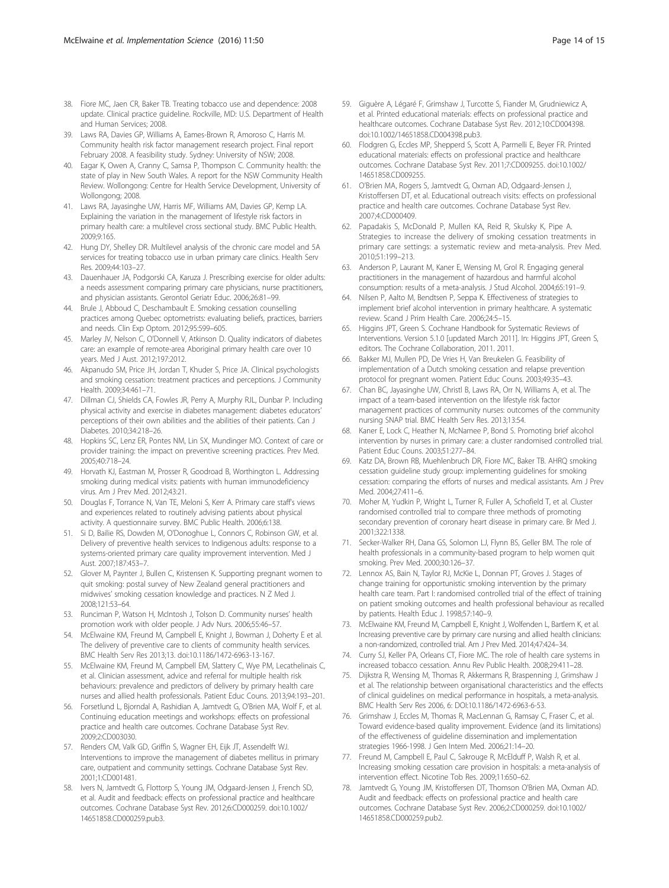38. Fiore MC, Jaen CR, Baker TB. Treating tobacco use and dependence: 2008 update. Clinical practice guideline. Rockville, MD: U.S. Department of Health and Human Services; 2008.
39. Laws RA, Davies GP, Williams A, Eames-Brown R, Amoroso C, Harris M. Community health risk factor management research project. Final report February 2008. A feasibility study. Sydney: University of NSW; 2008.
40. Eagar K, Owen A, Cranny C, Samsa P, Thompson C. Community health: the state of play in New South Wales. A report for the NSW Community Health Review. Wollongong: Centre for Health Service Development, University of Wollongong; 2008.
41. Laws RA, Jayasinghe UW, Harris MF, Williams AM, Davies GP, Kemp LA. Explaining the variation in the management of lifestyle risk factors in primary health care: a multilevel cross sectional study. BMC Public Health. 2009;9:165.
42. Hung DY, Shelley DR. Multilevel analysis of the chronic care model and 5A services for treating tobacco use in urban primary care clinics. Health Serv Res. 2009;44:103–27.
43. Dauenhauer JA, Podgorski CA, Karuza J. Prescribing exercise for older adults: a needs assessment comparing primary care physicians, nurse practitioners, and physician assistants. Gerontol Geriatr Educ. 2006;26:81–99.
44. Brule J, Abboud C, Deschambault E. Smoking cessation counselling practices among Quebec optometrists: evaluating beliefs, practices, barriers and needs. Clin Exp Optom. 2012;95:599–605.
45. Marley JV, Nelson C, O'Donnell V, Atkinson D. Quality indicators of diabetes care: an example of remote-area Aboriginal primary health care over 10 years. Med J Aust. 2012;197:2012.
46. Akpanudo SM, Price JH, Jordan T, Khuder S, Price JA. Clinical psychologists and smoking cessation: treatment practices and perceptions. J Community Health. 2009;34:461–71.
47. Dillman CJ, Shields CA, Fowles JR, Perry A, Murphy RJL, Dunbar P. Including physical activity and exercise in diabetes management: diabetes educators' perceptions of their own abilities and the abilities of their patients. Can J Diabetes. 2010;34:218–26.
48. Hopkins SC, Lenz ER, Pontes NM, Lin SX, Mundinger MO. Context of care or provider training: the impact on preventive screening practices. Prev Med. 2005;40:718–24.
49. Horvath KJ, Eastman M, Prosser R, Goodroad B, Worthington L. Addressing smoking during medical visits: patients with human immunodeficiency virus. Am J Prev Med. 2012;43:21.
50. Douglas F, Torrance N, Van TE, Meloni S, Kerr A. Primary care staff's views and experiences related to routinely advising patients about physical activity. A questionnaire survey. BMC Public Health. 2006;6:138.
51. Si D, Bailie RS, Dowden M, O'Donoghue L, Connors C, Robinson GW, et al. Delivery of preventive health services to Indigenous adults: response to a systems-oriented primary care quality improvement intervention. Med J Aust. 2007;187:453–7.
52. Glover M, Paynter J, Bullen C, Kristensen K. Supporting pregnant women to quit smoking: postal survey of New Zealand general practitioners and midwives' smoking cessation knowledge and practices. N Z Med J. 2008;121:53–64.
53. Runciman P, Watson H, McIntosh J, Tolson D. Community nurses' health promotion work with older people. J Adv Nurs. 2006;55:46–57.
54. McElwaine KM, Freund M, Campbell E, Knight J, Bowman J, Doherty E et al. The delivery of preventive care to clients of community health services. BMC Health Serv Res 2013;13. doi:10.1186/1472-6963-13-167.
55. McElwaine KM, Freund M, Campbell EM, Slattery C, Wye PM, Lecathelinais C, et al. Clinician assessment, advice and referral for multiple health risk behaviours: prevalence and predictors of delivery by primary health care nurses and allied health professionals. Patient Educ Couns. 2013;94:193–201.
56. Forsetlund L, Bjorndal A, Rashidian A, Jamtvedt G, O'Brien MA, Wolf F, et al. Continuing education meetings and workshops: effects on professional practice and health care outcomes. Cochrane Database Syst Rev. 2009;2:CD003030.
57. Renders CM, Valk GD, Griffin S, Wagner EH, Eijk JT, Assendelft WJ. Interventions to improve the management of diabetes mellitus in primary care, outpatient and community settings. Cochrane Database Syst Rev. 2001;1:CD001481.
58. Ivers N, Jamtvedt G, Flottorp S, Young JM, Odgaard-Jensen J, French SD, et al. Audit and feedback: effects on professional practice and healthcare outcomes. Cochrane Database Syst Rev. 2012;6:CD000259. doi:10.1002/14651858.CD000259.pub3.
59. Giguère A, Légaré F, Grimshaw J, Turcotte S, Fiander M, Grudniewicz A, et al. Printed educational materials: effects on professional practice and healthcare outcomes. Cochrane Database Syst Rev. 2012;10:CD004398. doi:10.1002/14651858.CD004398.pub3.
60. Flodgren G, Eccles MP, Shepperd S, Scott A, Parmelli E, Beyer FR. Printed educational materials: effects on professional practice and healthcare outcomes. Cochrane Database Syst Rev. 2011;7:CD009255. doi:10.1002/14651858.CD009255.
61. O'Brien MA, Rogers S, Jamtvedt G, Oxman AD, Odgaard-Jensen J, Kristoffersen DT, et al. Educational outreach visits: effects on professional practice and health care outcomes. Cochrane Database Syst Rev. 2007;4:CD000409.
62. Papadakis S, McDonald P, Mullen KA, Reid R, Skulsky K, Pipe A. Strategies to increase the delivery of smoking cessation treatments in primary care settings: a systematic review and meta-analysis. Prev Med. 2010;51:199–213.
63. Anderson P, Laurant M, Kaner E, Wensing M, Grol R. Engaging general practitioners in the management of hazardous and harmful alcohol consumption: results of a meta-analysis. J Stud Alcohol. 2004;65:191–9.
64. Nilsen P, Aalto M, Bendtsen P, Seppa K. Effectiveness of strategies to implement brief alcohol intervention in primary healthcare. A systematic review. Scand J Prim Health Care. 2006;24:5–15.
65. Higgins JPT, Green S. Cochrane Handbook for Systematic Reviews of Interventions. Version 5.1.0 [updated March 2011]. In: Higgins JPT, Green S, editors. The Cochrane Collaboration, 2011. 2011.
66. Bakker MJ, Mullen PD, De Vries H, Van Breukelen G. Feasibility of implementation of a Dutch smoking cessation and relapse prevention protocol for pregnant women. Patient Educ Couns. 2003;49:35–43.
67. Chan BC, Jayasinghe UW, Christl B, Laws RA, Orr N, Williams A, et al. The impact of a team-based intervention on the lifestyle risk factor management practices of community nurses: outcomes of the community nursing SNAP trial. BMC Health Serv Res. 2013;13:54.
68. Kaner E, Lock C, Heather N, McNamee P, Bond S. Promoting brief alcohol intervention by nurses in primary care: a cluster randomised controlled trial. Patient Educ Couns. 2003;51:277–84.
69. Katz DA, Brown RB, Muehlenbruch DR, Fiore MC, Baker TB. AHRQ smoking cessation guideline study group: implementing guidelines for smoking cessation: comparing the efforts of nurses and medical assistants. Am J Prev Med. 2004;27:411–6.
70. Moher M, Yudkin P, Wright L, Turner R, Fuller A, Schofield T, et al. Cluster randomised controlled trial to compare three methods of promoting secondary prevention of coronary heart disease in primary care. Br Med J. 2001;322:1338.
71. Secker-Walker RH, Dana GS, Solomon LJ, Flynn BS, Geller BM. The role of health professionals in a community-based program to help women quit smoking. Prev Med. 2000;30:126–37.
72. Lennox AS, Bain N, Taylor RJ, McKie L, Donnan PT, Groves J. Stages of change training for opportunistic smoking intervention by the primary health care team. Part I: randomised controlled trial of the effect of training on patient smoking outcomes and health professional behaviour as recalled by patients. Health Educ J. 1998;57:140–9.
73. McElwaine KM, Freund M, Campbell E, Knight J, Wolfenden L, Bartlem K, et al. Increasing preventive care by primary care nursing and allied health clinicians: a non-randomized, controlled trial. Am J Prev Med. 2014;47:424–34.
74. Curry SJ, Keller PA, Orleans CT, Fiore MC. The role of health care systems in increased tobacco cessation. Annu Rev Public Health. 2008;29:411–28.
75. Dijkstra R, Wensing M, Thomas R, Akkermans R, Braspenning J, Grimshaw J et al. The relationship between organisational characteristics and the effects of clinical guidelines on medical performance in hospitals, a meta-analysis. BMC Health Serv Res 2006, 6: DOI:10.1186/1472-6963-6-53.
76. Grimshaw J, Eccles M, Thomas R, MacLennan G, Ramsay C, Fraser C, et al. Toward evidence-based quality improvement. Evidence (and its limitations) of the effectiveness of guideline dissemination and implementation strategies 1966-1998. J Gen Intern Med. 2006;21:14–20.
77. Freund M, Campbell E, Paul C, Sakrouge R, McElduff P, Walsh R, et al. Increasing smoking cessation care provision in hospitals: a meta-analysis of intervention effect. Nicotine Tob Res. 2009;11:650–62.
78. Jamtvedt G, Young JM, Kristoffersen DT, Thomson O'Brien MA, Oxman AD. Audit and feedback: effects on professional practice and health care outcomes. Cochrane Database Syst Rev. 2006;2:CD000259. doi:10.1002/14651858.CD000259.pub2.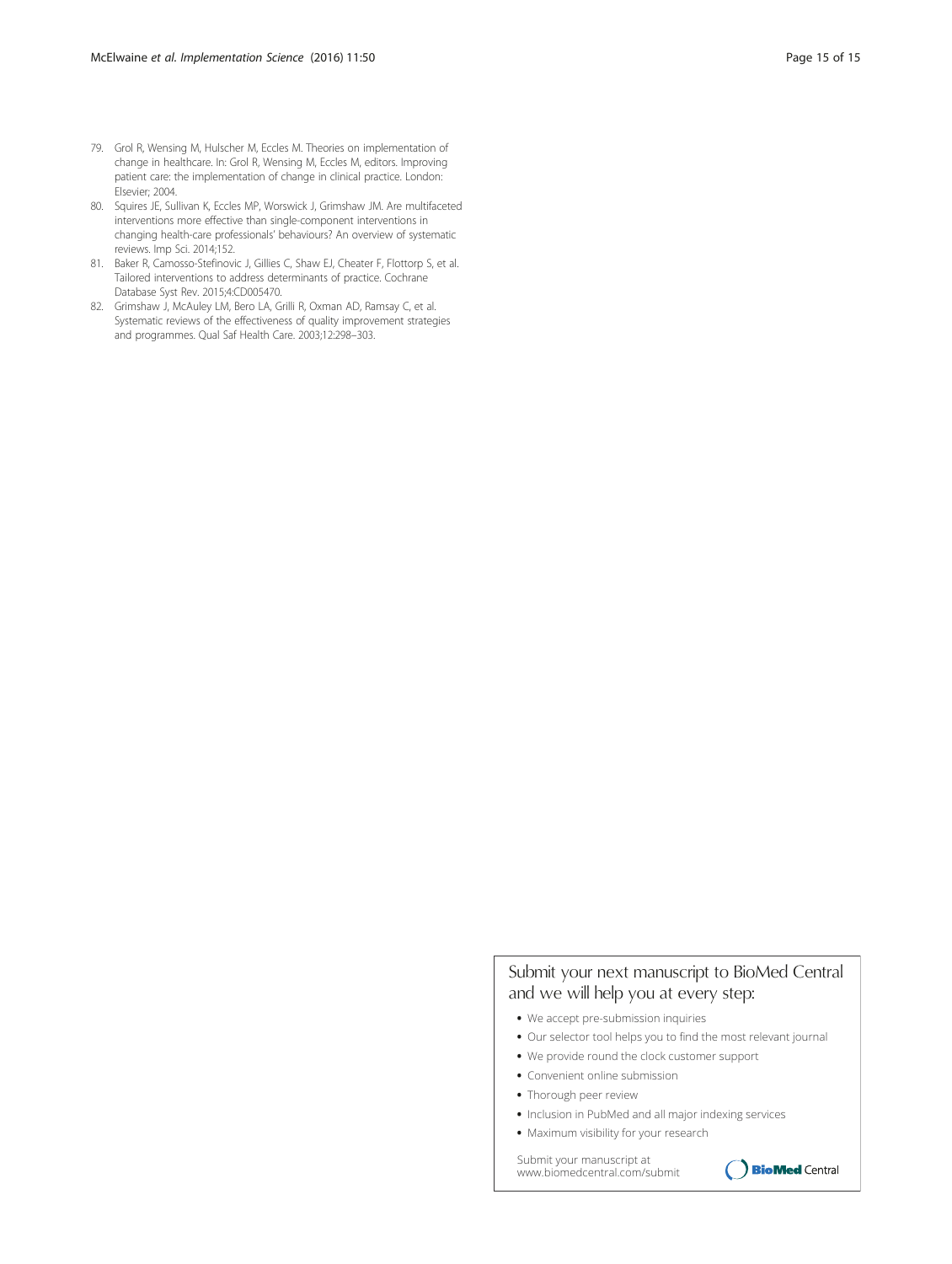79. Grol R, Wensing M, Hulscher M, Eccles M. Theories on implementation of change in healthcare. In: Grol R, Wensing M, Eccles M, editors. Improving patient care: the implementation of change in clinical practice. London: Elsevier; 2004.
80. Squires JE, Sullivan K, Eccles MP, Worswick J, Grimshaw JM. Are multifaceted interventions more effective than single-component interventions in changing health-care professionals' behaviours? An overview of systematic reviews. Imp Sci. 2014;152.
81. Baker R, Camosso-Stefinovic J, Gillies C, Shaw EJ, Cheater F, Flottorp S, et al. Tailored interventions to address determinants of practice. Cochrane Database Syst Rev. 2015;4:CD005470.
82. Grimshaw J, McAuley LM, Bero LA, Grilli R, Oxman AD, Ramsay C, et al. Systematic reviews of the effectiveness of quality improvement strategies and programmes. Qual Saf Health Care. 2003;12:298–303.

Submit your next manuscript to BioMed Central and we will help you at every step:

- We accept pre-submission inquiries
- Our selector tool helps you to find the most relevant journal
- We provide round the clock customer support
- Convenient online submission
- Thorough peer review
- Inclusion in PubMed and all major indexing services
- Maximum visibility for your research

Submit your manuscript at
www.biomedcentral.com/submit

BioMed Central